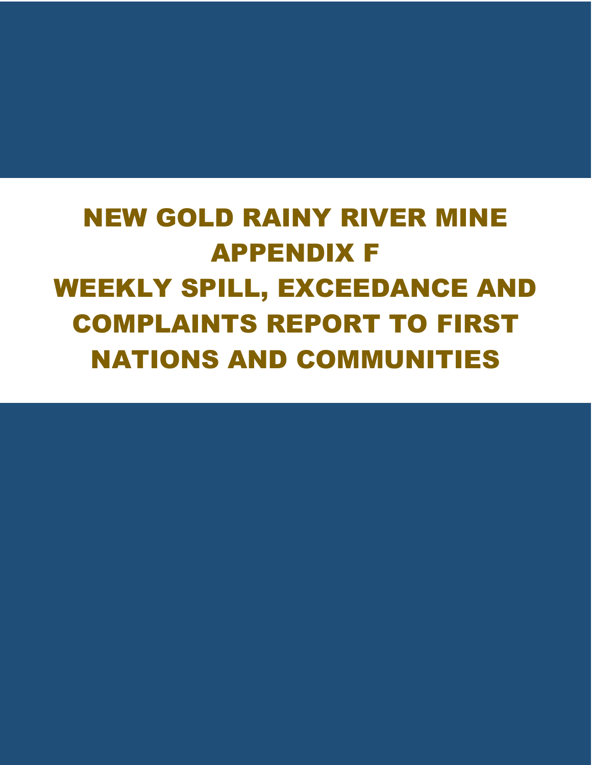# NEW GOLD RAINY RIVER MINE

# APPENDIX F

# WEEKLY SPILL, EXCEEDANCE AND COMPLAINTS REPORT TO FIRST NATIONS AND COMMUNITIES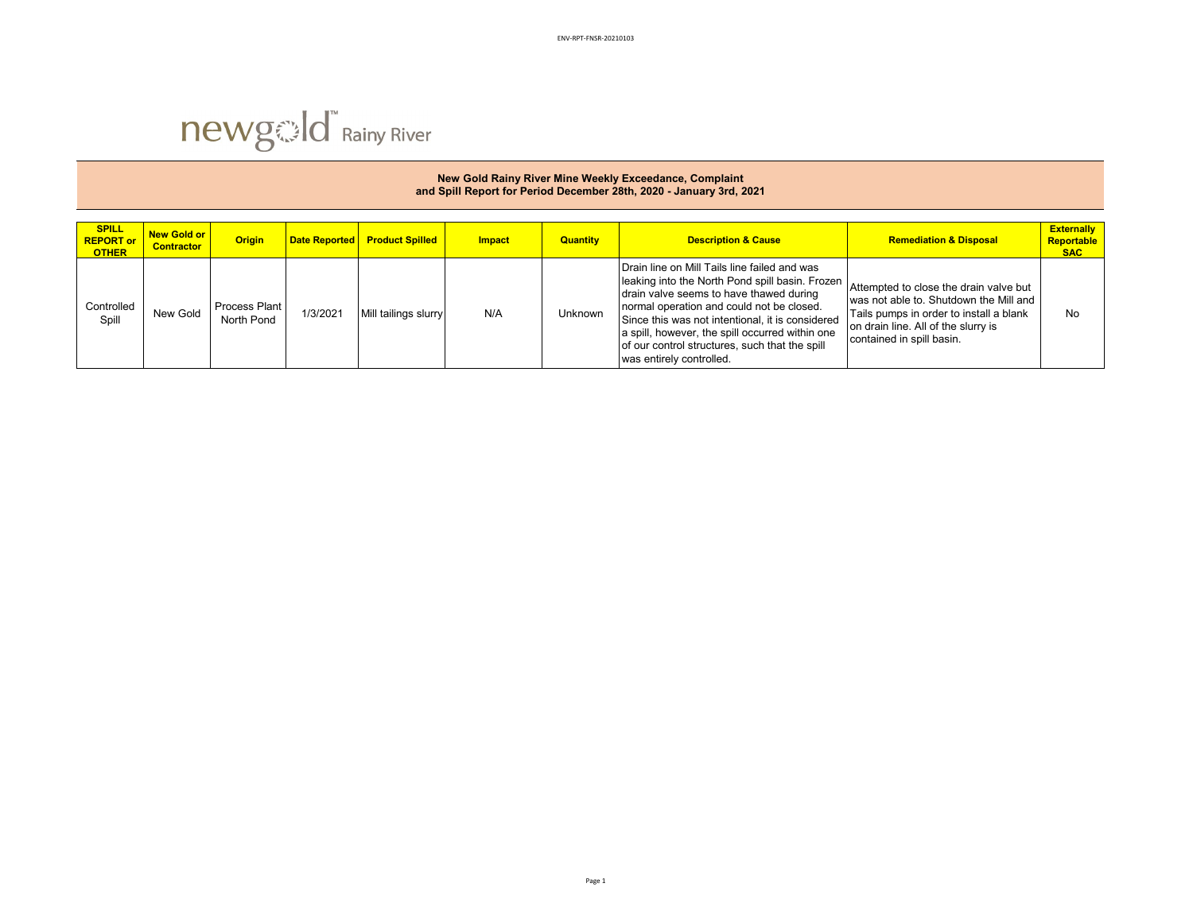ENV-RPT-FNSR-20210103

newgold Rainy River

**New Gold Rainy River Mine Weekly Exceedance, Complaint and Spill Report for Period December 28th, 2020 - January 3rd, 2021**

| SPILL REPORT or OTHER | New Gold or Contractor | Origin | Date Reported | Product Spilled | Impact | Quantity | Description & Cause | Remediation & Disposal | Externally Reportable SAC |
|---|---|---|---|---|---|---|---|---|---|
| Controlled Spill | New Gold | Process Plant North Pond | 1/3/2021 | Mill tailings slurry | N/A | Unknown | Drain line on Mill Tails line failed and was leaking into the North Pond spill basin. Frozen drain valve seems to have thawed during normal operation and could not be closed. Since this was not intentional, it is considered a spill, however, the spill occurred within one of our control structures, such that the spill was entirely controlled. | Attempted to close the drain valve but was not able to. Shutdown the Mill and Tails pumps in order to install a blank on drain line. All of the slurry is contained in spill basin. | No |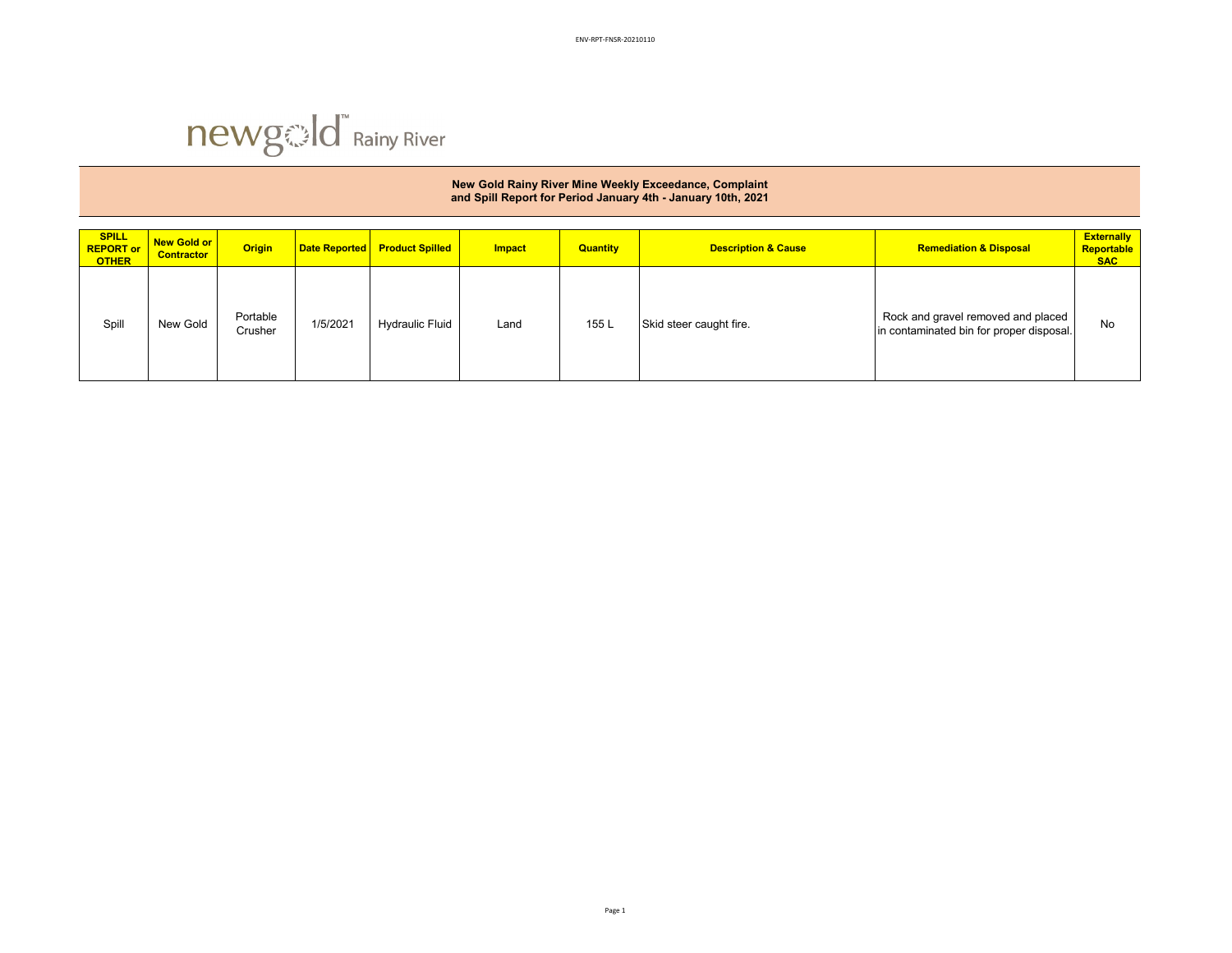ENV-RPT-FNSR-20210110

newgold Rainy River

**New Gold Rainy River Mine Weekly Exceedance, Complaint and Spill Report for Period January 4th - January 10th, 2021**

| SPILL REPORT or OTHER | New Gold or Contractor | Origin | Date Reported | Product Spilled | Impact | Quantity | Description & Cause | Remediation & Disposal | Externally Reportable SAC |
|---|---|---|---|---|---|---|---|---|---|
| Spill | New Gold | Portable Crusher | 1/5/2021 | Hydraulic Fluid | Land | 155 L | Skid steer caught fire. | Rock and gravel removed and placed in contaminated bin for proper disposal. | No |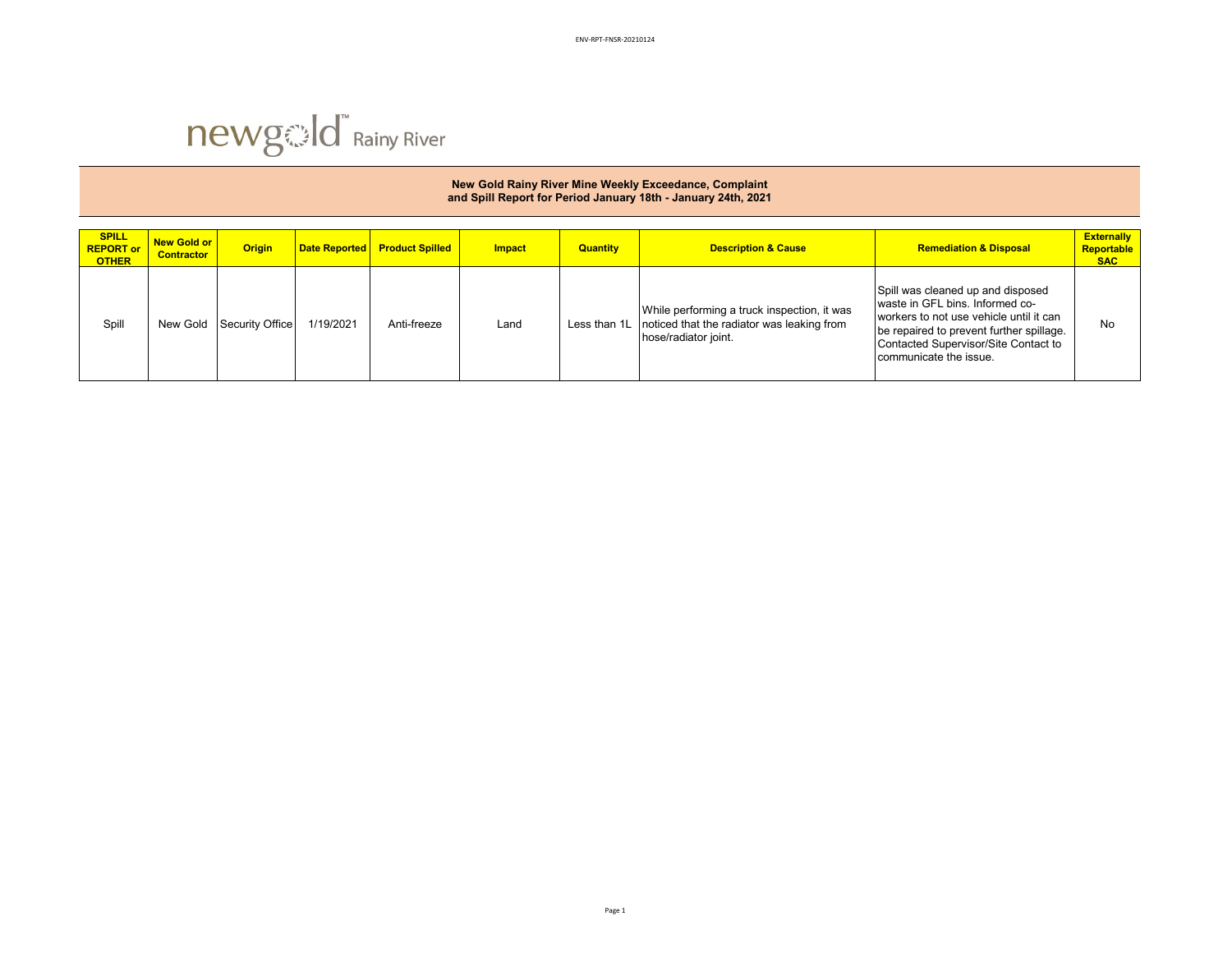newgold Rainy River

**New Gold Rainy River Mine Weekly Exceedance, Complaint and Spill Report for Period January 18th - January 24th, 2021**

| SPILL REPORT or OTHER | New Gold or Contractor | Origin | Date Reported | Product Spilled | Impact | Quantity | Description & Cause | Remediation & Disposal | Externally Reportable SAC |
|---|---|---|---|---|---|---|---|---|---|
| Spill | New Gold | Security Office | 1/19/2021 | Anti-freeze | Land | Less than 1L | While performing a truck inspection, it was noticed that the radiator was leaking from hose/radiator joint. | Spill was cleaned up and disposed waste in GFL bins. Informed co-workers to not use vehicle until it can be repaired to prevent further spillage. Contacted Supervisor/Site Contact to communicate the issue. | No |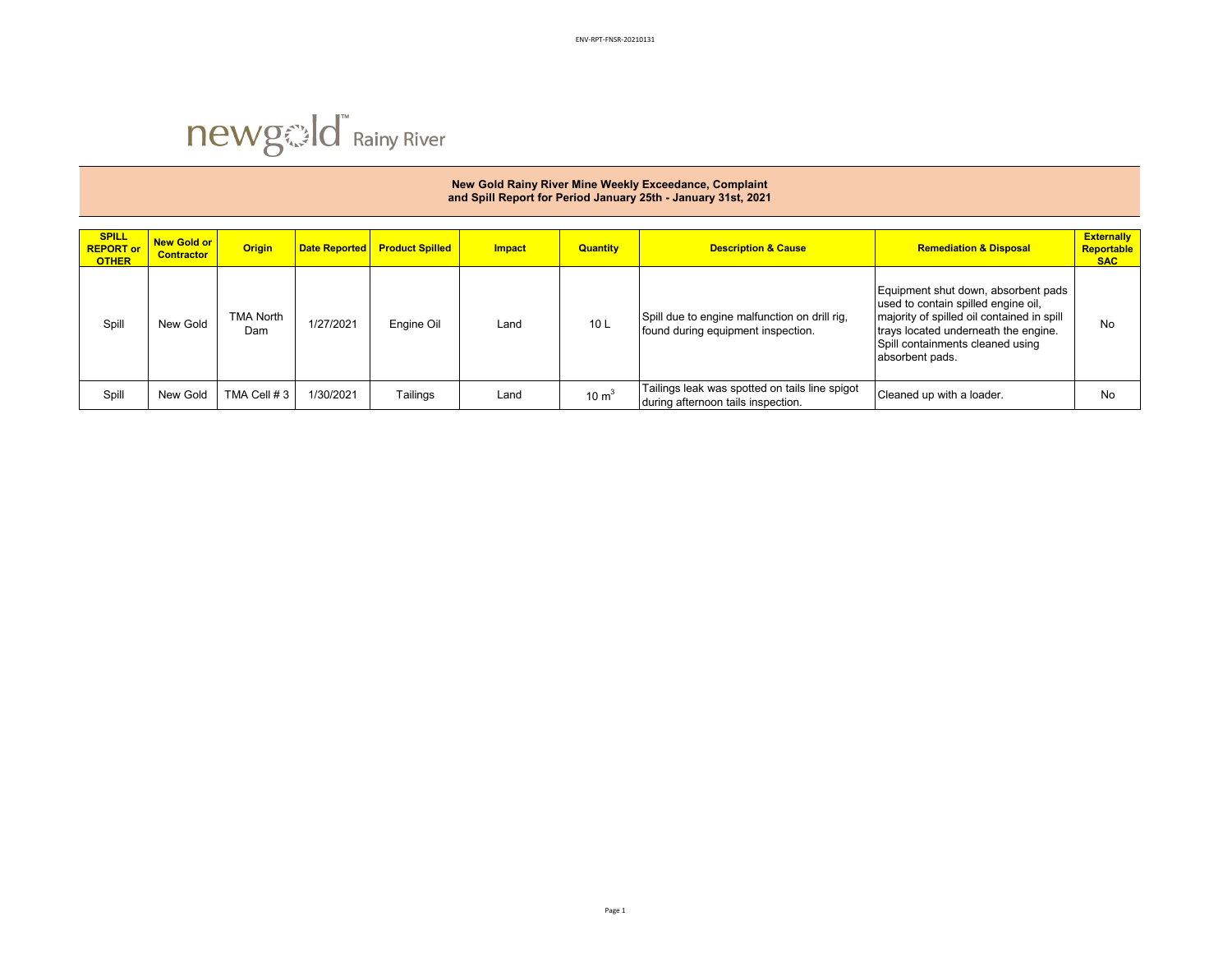newgold™ Rainy River

## New Gold Rainy River Mine Weekly Exceedance, Complaint and Spill Report for Period January 25th - January 31st, 2021

| SPILL REPORT or OTHER | New Gold or Contractor | Origin | Date Reported | Product Spilled | Impact | Quantity | Description & Cause | Remediation & Disposal | Externally Reportable SAC |
|---|---|---|---|---|---|---|---|---|---|
| Spill | New Gold | TMA North Dam | 1/27/2021 | Engine Oil | Land | 10 L | Spill due to engine malfunction on drill rig, found during equipment inspection. | Equipment shut down, absorbent pads used to contain spilled engine oil, majority of spilled oil contained in spill trays located underneath the engine. Spill containments cleaned using absorbent pads. | No |
| Spill | New Gold | TMA Cell # 3 | 1/30/2021 | Tailings | Land | 10 $m^3$ | Tailings leak was spotted on tails line spigot during afternoon tails inspection. | Cleaned up with a loader. | No |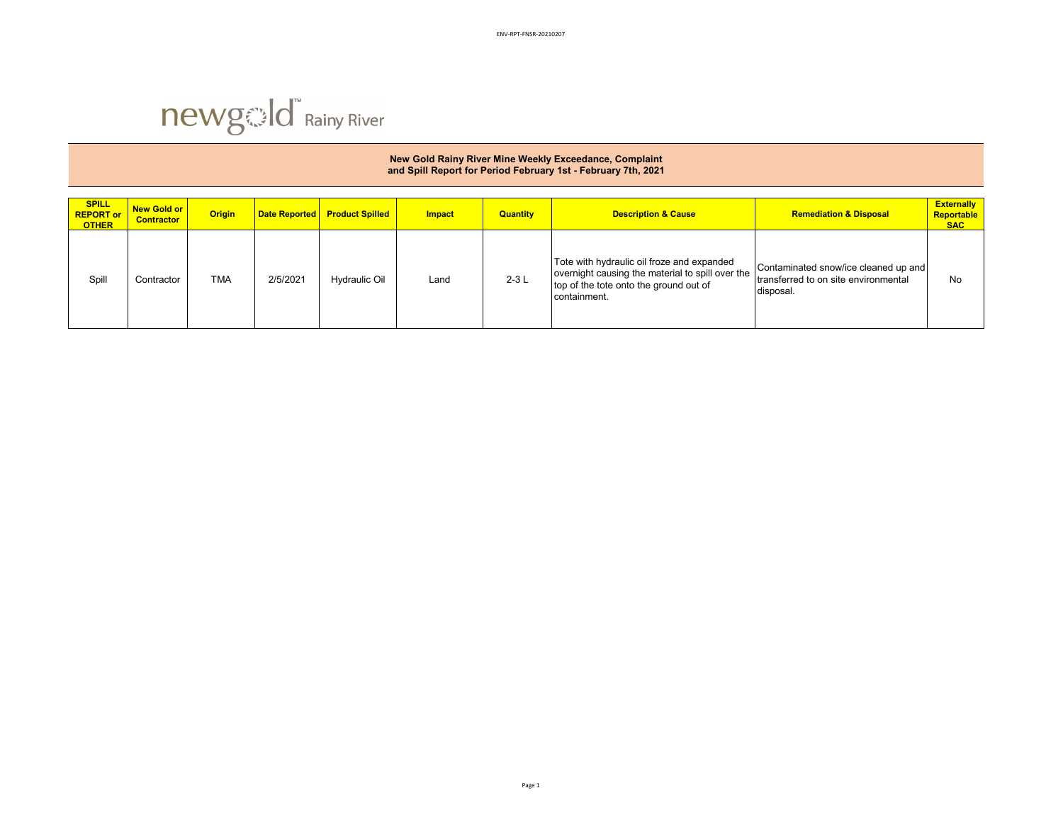newgold Rainy River

**New Gold Rainy River Mine Weekly Exceedance, Complaint and Spill Report for Period February 1st - February 7th, 2021**

| SPILL REPORT or OTHER | New Gold or Contractor | Origin | Date Reported | Product Spilled | Impact | Quantity | Description & Cause | Remediation & Disposal | Externally Reportable SAC |
|---|---|---|---|---|---|---|---|---|---|
| Spill | Contractor | TMA | 2/5/2021 | Hydraulic Oil | Land | 2-3 L | Tote with hydraulic oil froze and expanded overnight causing the material to spill over the top of the tote onto the ground out of containment. | Contaminated snow/ice cleaned up and transferred to on site environmental disposal. | No |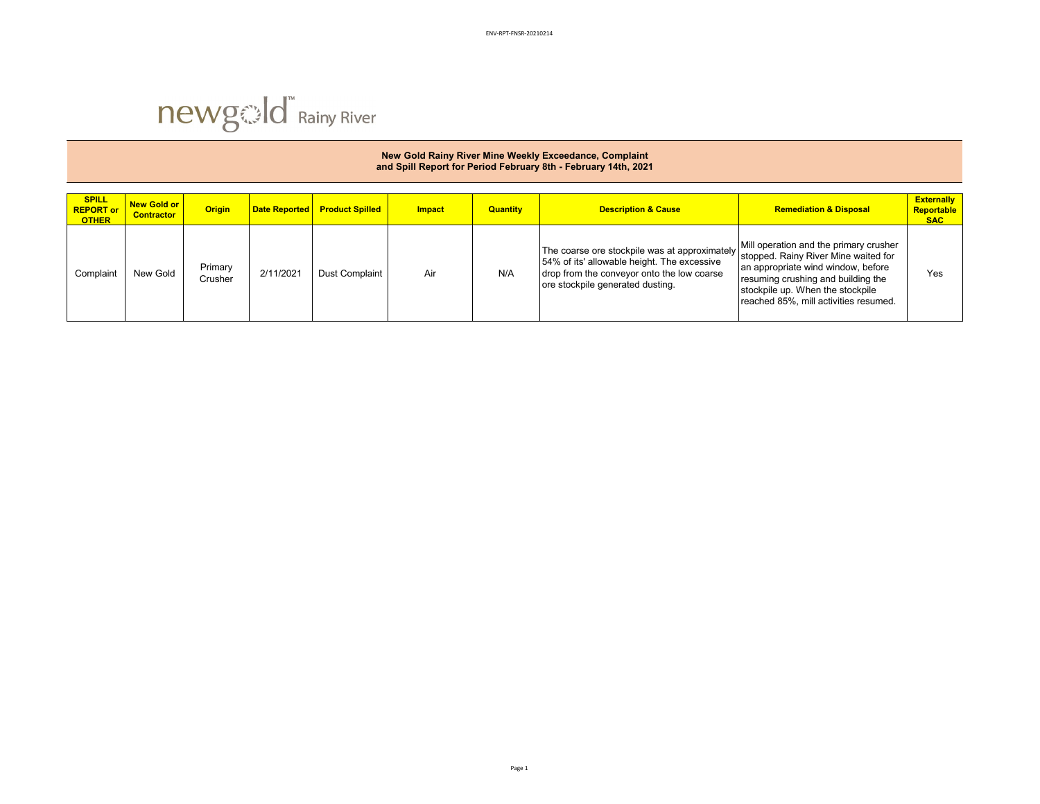newgold™ Rainy River

## New Gold Rainy River Mine Weekly Exceedance, Complaint and Spill Report for Period February 8th - February 14th, 2021

| SPILL REPORT or OTHER | New Gold or Contractor | Origin | Date Reported | Product Spilled | Impact | Quantity | Description & Cause | Remediation & Disposal | Externally Reportable SAC |
|---|---|---|---|---|---|---|---|---|---|
| Complaint | New Gold | Primary Crusher | 2/11/2021 | Dust Complaint | Air | N/A | The coarse ore stockpile was at approximately 54% of its' allowable height. The excessive drop from the conveyor onto the low coarse ore stockpile generated dusting. | Mill operation and the primary crusher stopped. Rainy River Mine waited for an appropriate wind window, before resuming crushing and building the stockpile up. When the stockpile reached 85%, mill activities resumed. | Yes |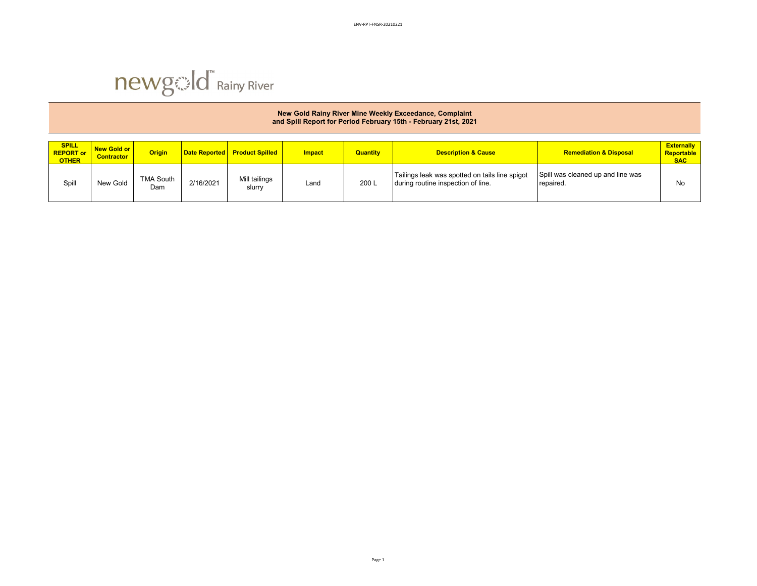ENV-RPT-FNSR-20210221

newgold Rainy River

**New Gold Rainy River Mine Weekly Exceedance, Complaint and Spill Report for Period February 15th - February 21st, 2021**

| SPILL REPORT or OTHER | New Gold or Contractor | Origin | Date Reported | Product Spilled | Impact | Quantity | Description & Cause | Remediation & Disposal | Externally Reportable SAC |
|---|---|---|---|---|---|---|---|---|---|
| Spill | New Gold | TMA South Dam | 2/16/2021 | Mill tailings slurry | Land | 200 L | Tailings leak was spotted on tails line spigot during routine inspection of line. | Spill was cleaned up and line was repaired. | No |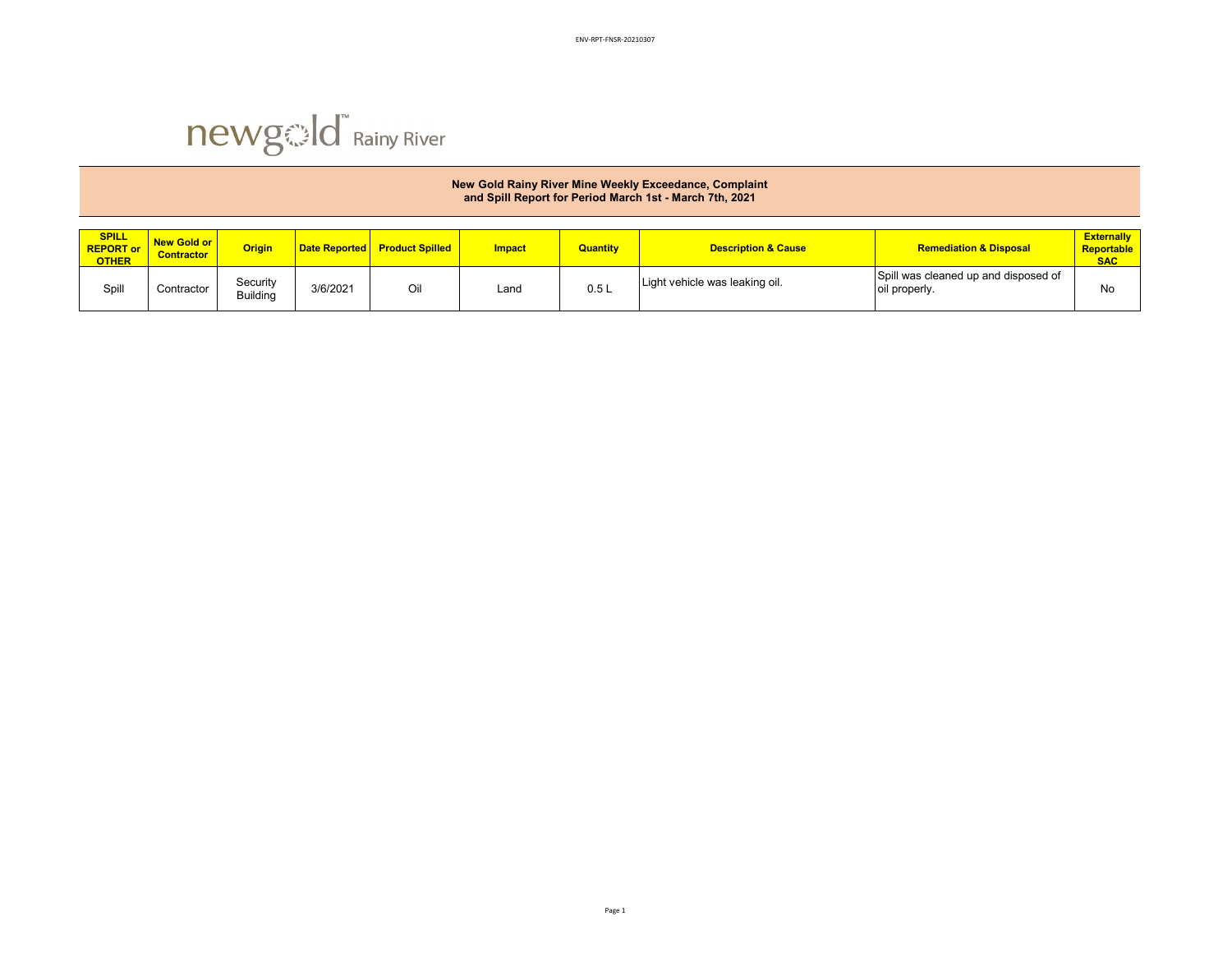newgold™ Rainy River

**New Gold Rainy River Mine Weekly Exceedance, Complaint and Spill Report for Period March 1st - March 7th, 2021**

| SPILL REPORT or OTHER | New Gold or Contractor | Origin | Date Reported | Product Spilled | Impact | Quantity | Description & Cause | Remediation & Disposal | Externally Reportable SAC |
|---|---|---|---|---|---|---|---|---|---|
| Spill | Contractor | Security Building | 3/6/2021 | Oil | Land | 0.5 L | Light vehicle was leaking oil. | Spill was cleaned up and disposed of oil properly. | No |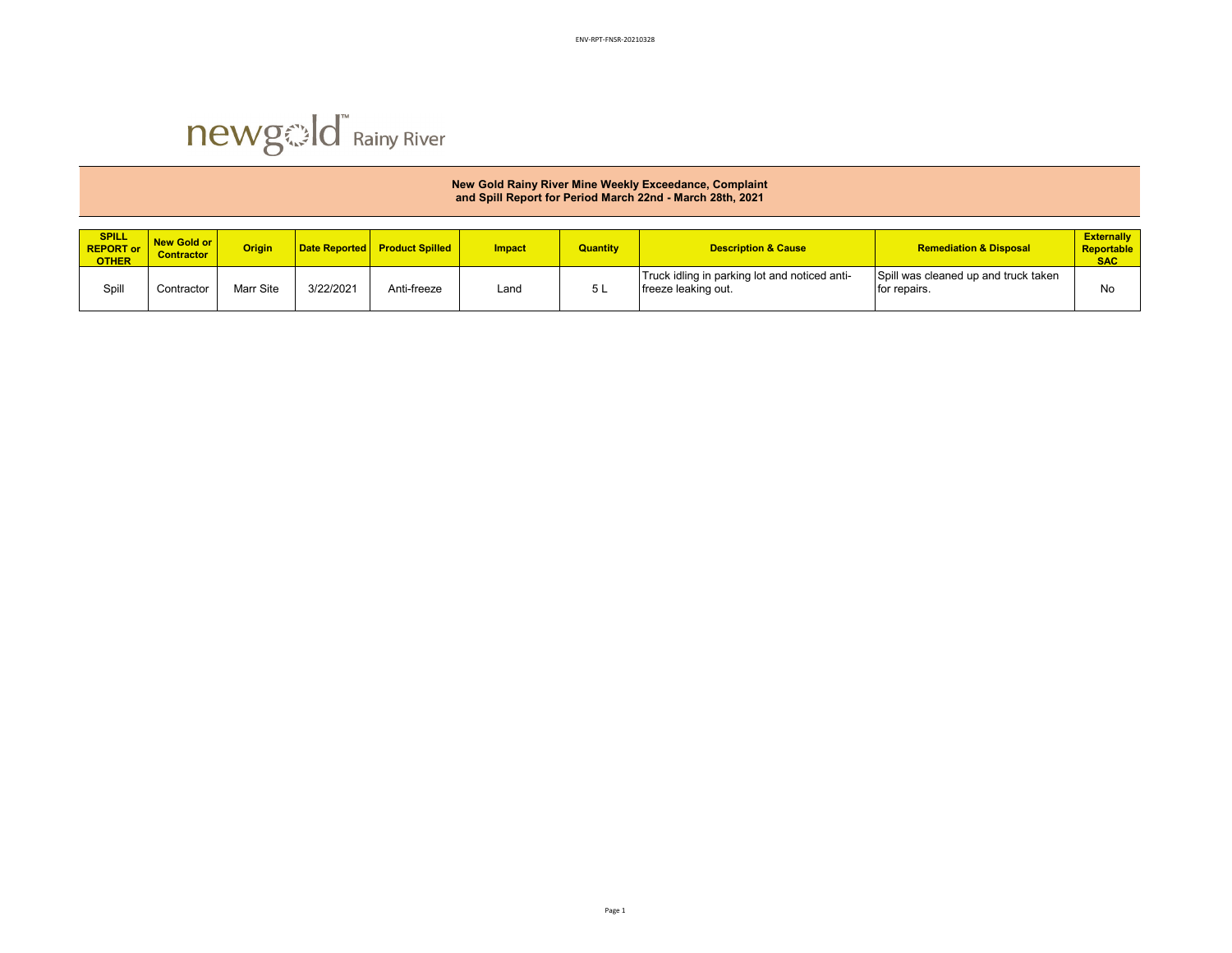ENV-RPT-FNSR-20210328

newgold™ Rainy River

**New Gold Rainy River Mine Weekly Exceedance, Complaint and Spill Report for Period March 22nd - March 28th, 2021**

| SPILL REPORT or OTHER | New Gold or Contractor | Origin | Date Reported | Product Spilled | Impact | Quantity | Description & Cause | Remediation & Disposal | Externally Reportable SAC |
|---|---|---|---|---|---|---|---|---|---|
| Spill | Contractor | Marr Site | 3/22/2021 | Anti-freeze | Land | 5 L | Truck idling in parking lot and noticed anti-freeze leaking out. | Spill was cleaned up and truck taken for repairs. | No |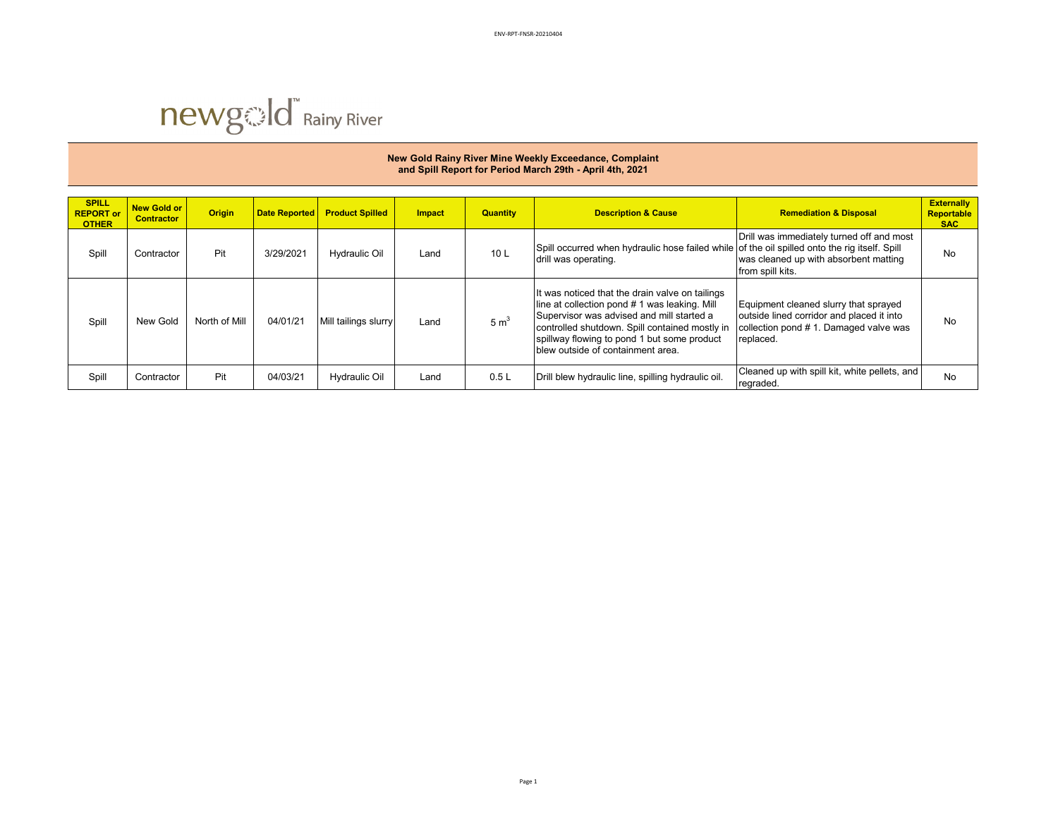ENV-RPT-FNSR-20210404

newgold™ Rainy River

**New Gold Rainy River Mine Weekly Exceedance, Complaint and Spill Report for Period March 29th - April 4th, 2021**

| SPILL REPORT or OTHER | New Gold or Contractor | Origin | Date Reported | Product Spilled | Impact | Quantity | Description & Cause | Remediation & Disposal | Externally Reportable SAC |
|---|---|---|---|---|---|---|---|---|---|
| Spill | Contractor | Pit | 3/29/2021 | Hydraulic Oil | Land | 10 L | Spill occurred when hydraulic hose failed while drill was operating. | Drill was immediately turned off and most of the oil spilled onto the rig itself. Spill was cleaned up with absorbent matting from spill kits. | No |
| Spill | New Gold | North of Mill | 04/01/21 | Mill tailings slurry | Land | 5 $m^3$ | It was noticed that the drain valve on tailings line at collection pond # 1 was leaking. Mill Supervisor was advised and mill started a controlled shutdown. Spill contained mostly in spillway flowing to pond 1 but some product blew outside of containment area. | Equipment cleaned slurry that sprayed outside lined corridor and placed it into collection pond # 1. Damaged valve was replaced. | No |
| Spill | Contractor | Pit | 04/03/21 | Hydraulic Oil | Land | 0.5 L | Drill blew hydraulic line, spilling hydraulic oil. | Cleaned up with spill kit, white pellets, and regraded. | No |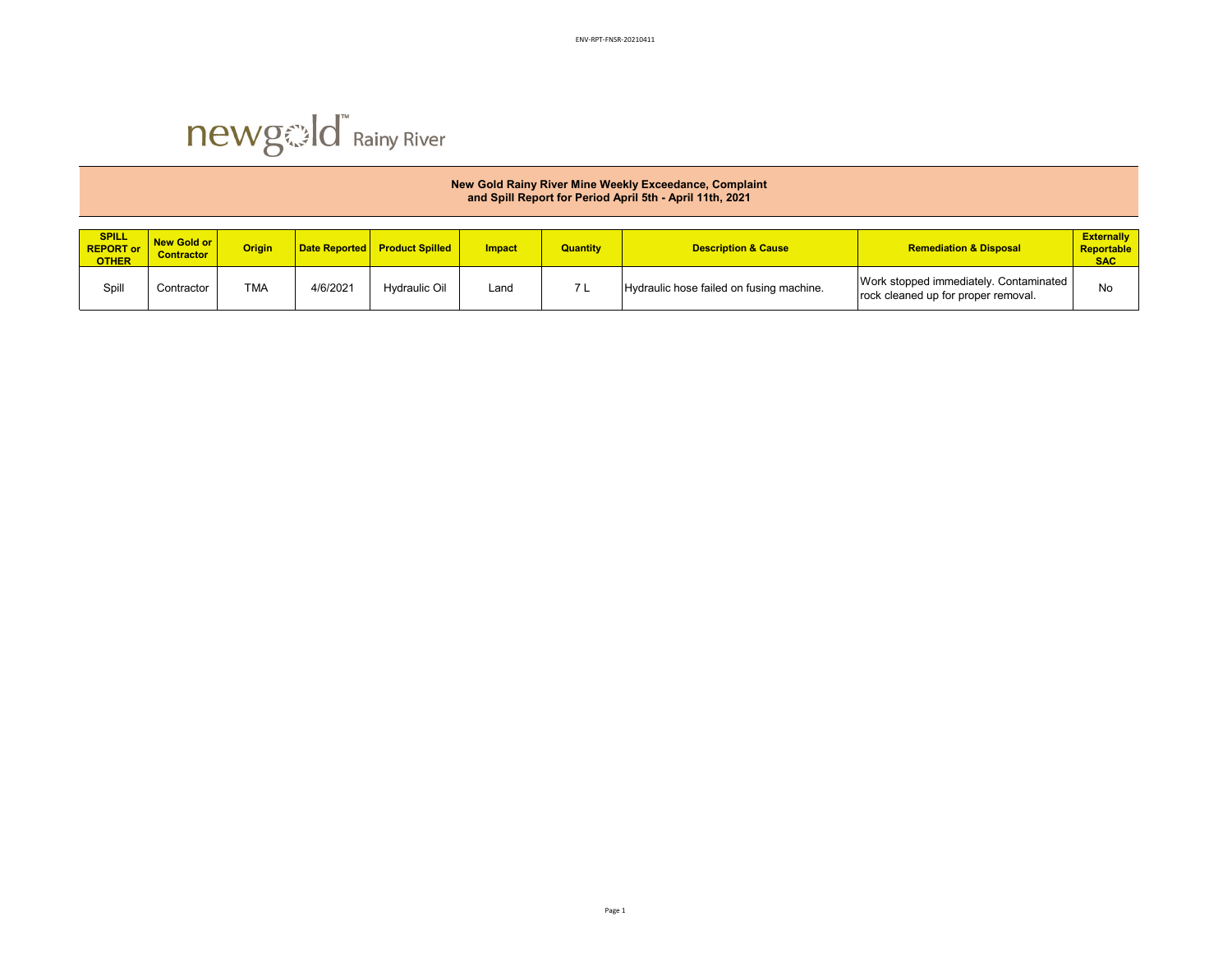ENV-RPT-FNSR-20210411

newgold Rainy River

## New Gold Rainy River Mine Weekly Exceedance, Complaint and Spill Report for Period April 5th - April 11th, 2021

| SPILL REPORT or OTHER | New Gold or Contractor | Origin | Date Reported | Product Spilled | Impact | Quantity | Description & Cause | Remediation & Disposal | Externally Reportable SAC |
|---|---|---|---|---|---|---|---|---|---|
| Spill | Contractor | TMA | 4/6/2021 | Hydraulic Oil | Land | 7 L | Hydraulic hose failed on fusing machine. | Work stopped immediately. Contaminated rock cleaned up for proper removal. | No |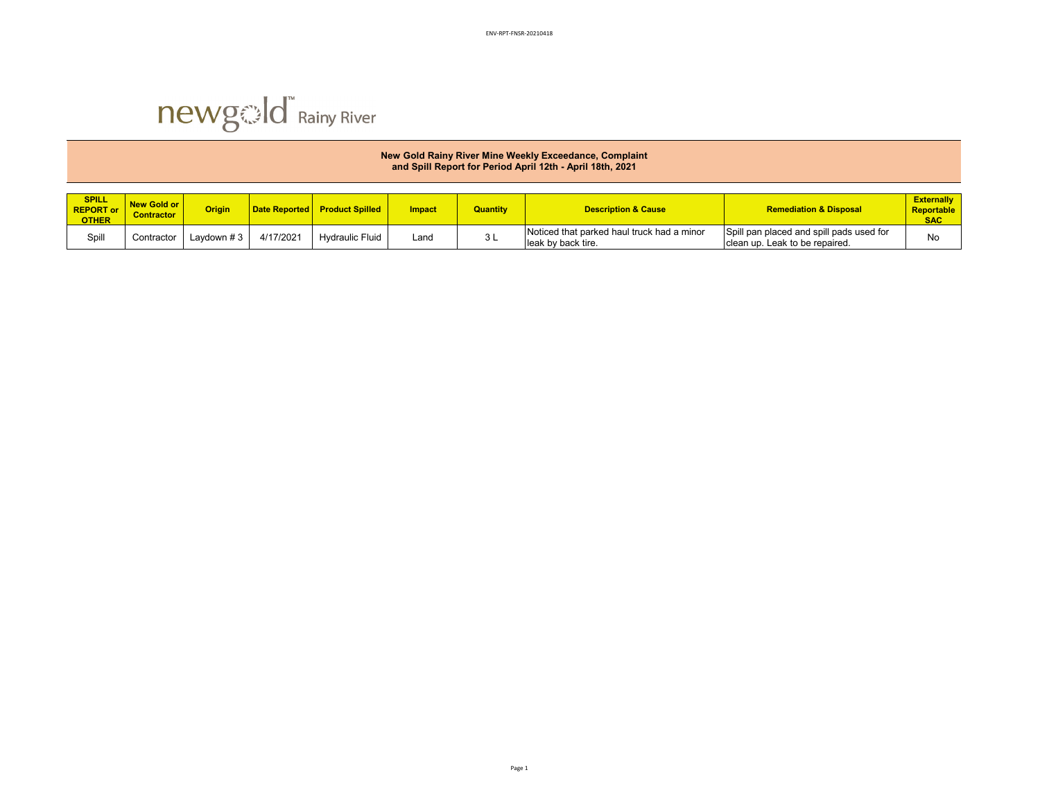ENV-RPT-FNSR-20210418

newgold Rainy River

## New Gold Rainy River Mine Weekly Exceedance, Complaint and Spill Report for Period April 12th - April 18th, 2021

| SPILL REPORT or OTHER | New Gold or Contractor | Origin | Date Reported | Product Spilled | Impact | Quantity | Description & Cause | Remediation & Disposal | Externally Reportable SAC |
|---|---|---|---|---|---|---|---|---|---|
| Spill | Contractor | Laydown # 3 | 4/17/2021 | Hydraulic Fluid | Land | 3 L | Noticed that parked haul truck had a minor leak by back tire. | Spill pan placed and spill pads used for clean up. Leak to be repaired. | No |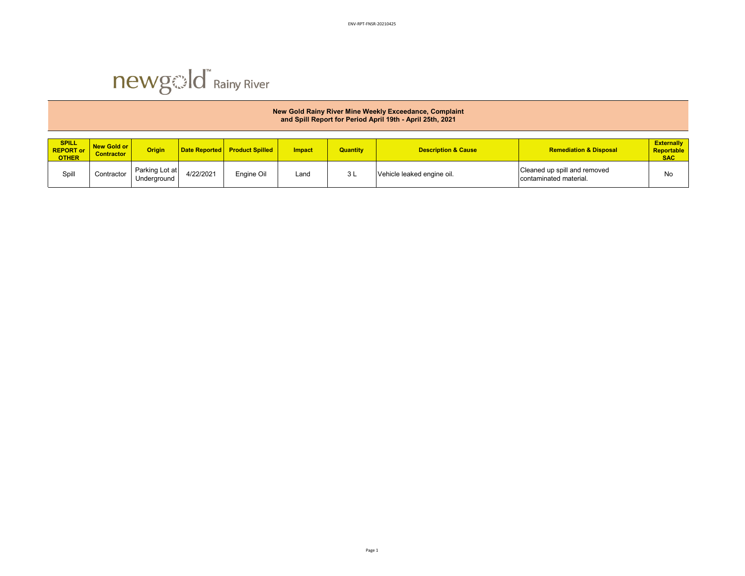ENV-RPT-FNSR-20210425

newgold Rainy River

**New Gold Rainy River Mine Weekly Exceedance, Complaint and Spill Report for Period April 19th - April 25th, 2021**

| SPILL REPORT or OTHER | New Gold or Contractor | Origin | Date Reported | Product Spilled | Impact | Quantity | Description & Cause | Remediation & Disposal | Externally Reportable SAC |
|---|---|---|---|---|---|---|---|---|---|
| Spill | Contractor | Parking Lot at Underground | 4/22/2021 | Engine Oil | Land | 3 L | Vehicle leaked engine oil. | Cleaned up spill and removed contaminated material. | No |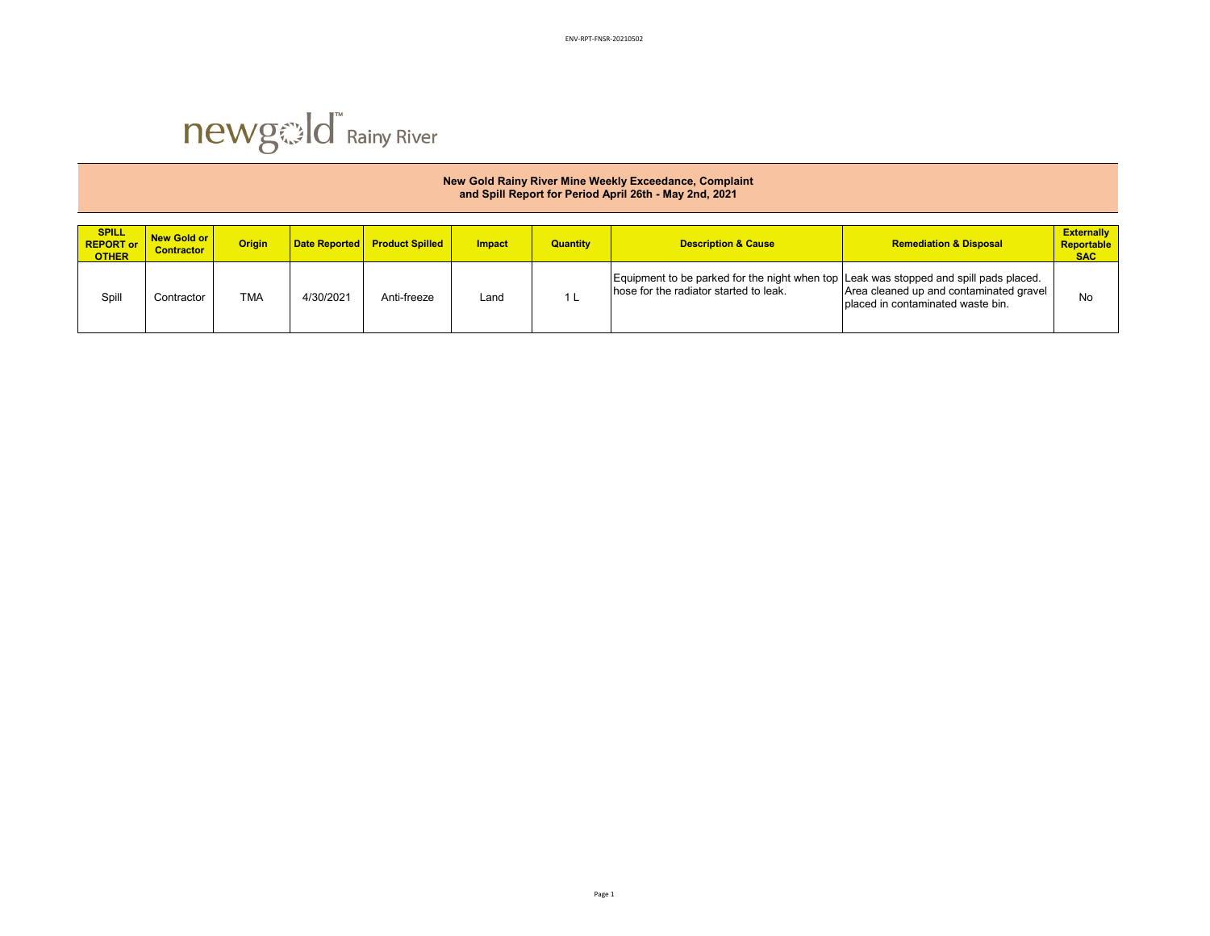ENV-RPT-FNSR-20210502

newgold™ Rainy River

**New Gold Rainy River Mine Weekly Exceedance, Complaint and Spill Report for Period April 26th - May 2nd, 2021**

| SPILL REPORT or OTHER | New Gold or Contractor | Origin | Date Reported | Product Spilled | Impact | Quantity | Description & Cause | Remediation & Disposal | Externally Reportable SAC |
|---|---|---|---|---|---|---|---|---|---|
| Spill | Contractor | TMA | 4/30/2021 | Anti-freeze | Land | 1 L | Equipment to be parked for the night when top hose for the radiator started to leak. | Leak was stopped and spill pads placed. Area cleaned up and contaminated gravel placed in contaminated waste bin. | No |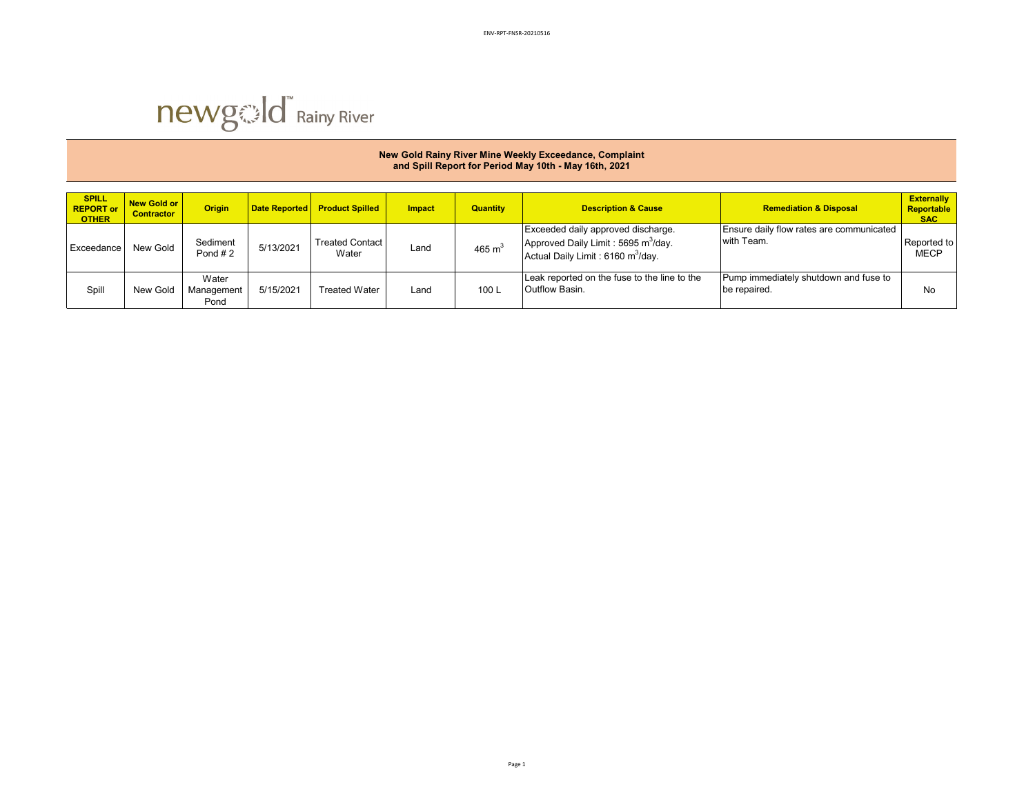newgold Rainy River

**New Gold Rainy River Mine Weekly Exceedance, Complaint and Spill Report for Period May 10th - May 16th, 2021**

| SPILL REPORT or OTHER | New Gold or Contractor | Origin | Date Reported | Product Spilled | Impact | Quantity | Description & Cause | Remediation & Disposal | Externally Reportable SAC |
|---|---|---|---|---|---|---|---|---|---|
| Exceedance | New Gold | Sediment Pond # 2 | 5/13/2021 | Treated Contact Water | Land | 465 $m^3$ | Exceeded daily approved discharge. Approved Daily Limit : 5695 $m^3$/day. Actual Daily Limit : 6160 $m^3$/day. | Ensure daily flow rates are communicated with Team. | Reported to MECP |
| Spill | New Gold | Water Management Pond | 5/15/2021 | Treated Water | Land | 100 L | Leak reported on the fuse to the line to the Outflow Basin. | Pump immediately shutdown and fuse to be repaired. | No |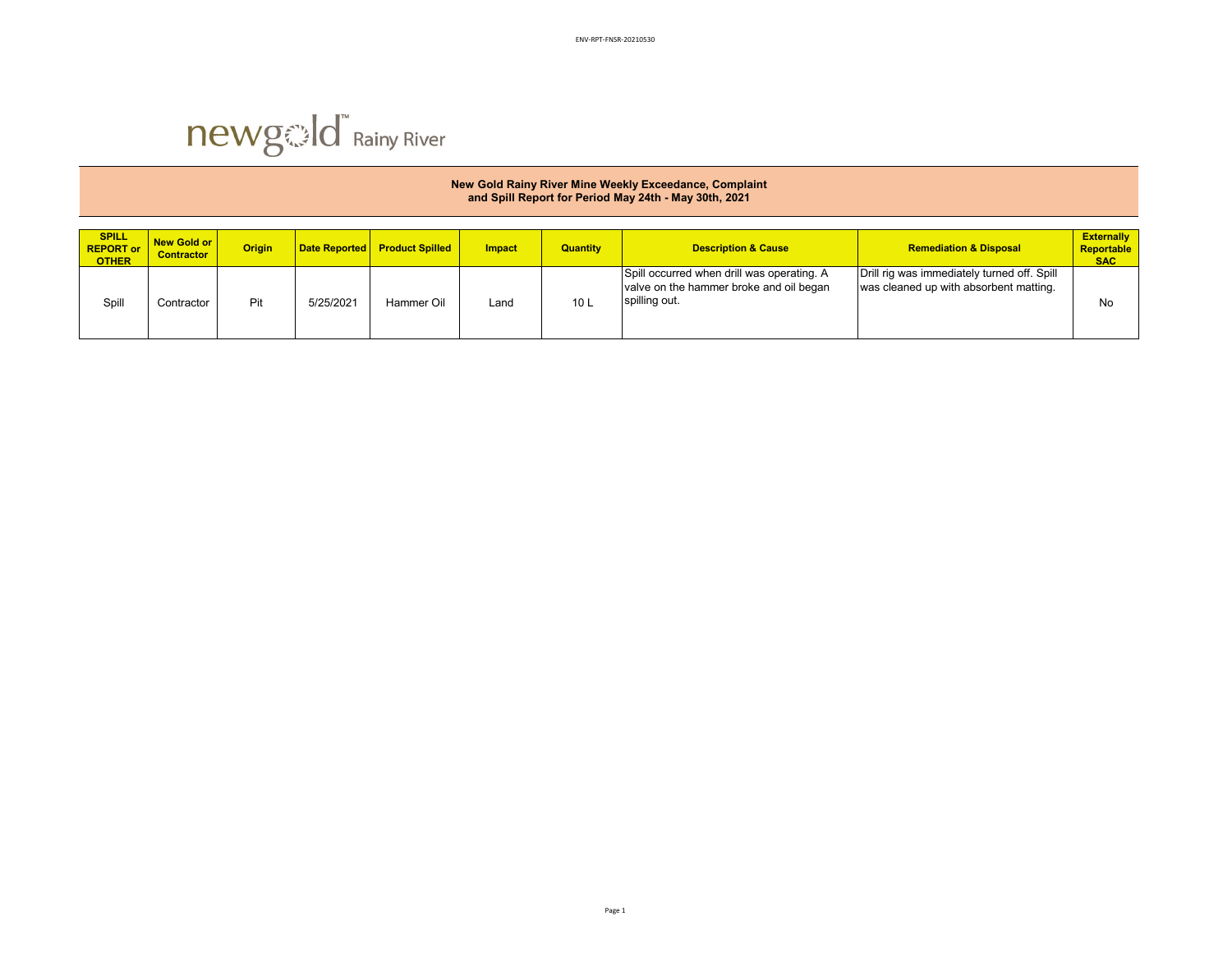newgold Rainy River

## New Gold Rainy River Mine Weekly Exceedance, Complaint and Spill Report for Period May 24th - May 30th, 2021

| SPILL REPORT or OTHER | New Gold or Contractor | Origin | Date Reported | Product Spilled | Impact | Quantity | Description & Cause | Remediation & Disposal | Externally Reportable SAC |
|---|---|---|---|---|---|---|---|---|---|
| Spill | Contractor | Pit | 5/25/2021 | Hammer Oil | Land | 10 L | Spill occurred when drill was operating. A valve on the hammer broke and oil began spilling out. | Drill rig was immediately turned off. Spill was cleaned up with absorbent matting. | No |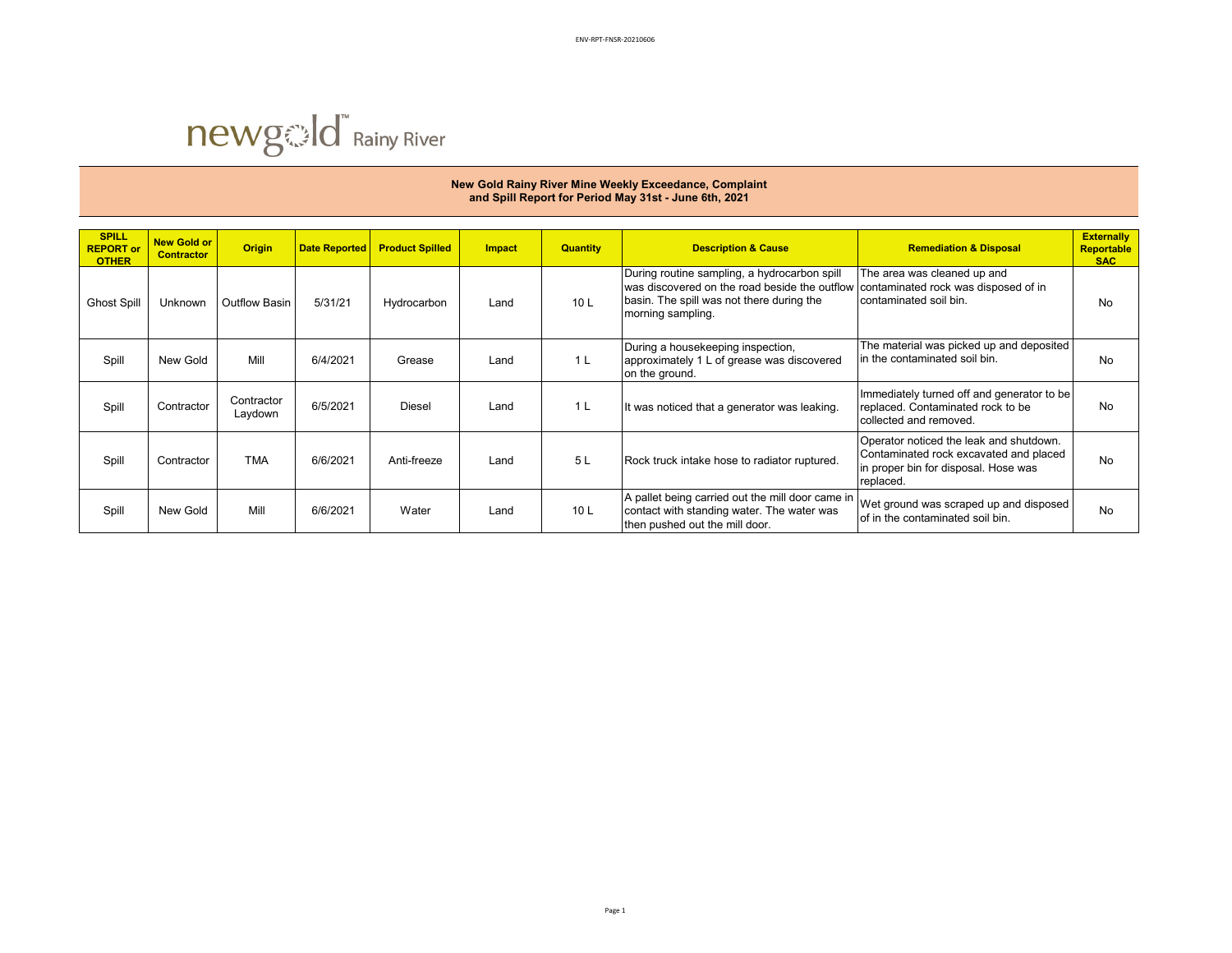ENV-RPT-FNSR-20210606

newgold™ Rainy River

## New Gold Rainy River Mine Weekly Exceedance, Complaint and Spill Report for Period May 31st - June 6th, 2021

| SPILL REPORT or OTHER | New Gold or Contractor | Origin | Date Reported | Product Spilled | Impact | Quantity | Description & Cause | Remediation & Disposal | Externally Reportable SAC |
|---|---|---|---|---|---|---|---|---|---|
| Ghost Spill | Unknown | Outflow Basin | 5/31/21 | Hydrocarbon | Land | 10 L | During routine sampling, a hydrocarbon spill was discovered on the road beside the outflow basin. The spill was not there during the morning sampling. | The area was cleaned up and contaminated rock was disposed of in contaminated soil bin. | No |
| Spill | New Gold | Mill | 6/4/2021 | Grease | Land | 1 L | During a housekeeping inspection, approximately 1 L of grease was discovered on the ground. | The material was picked up and deposited in the contaminated soil bin. | No |
| Spill | Contractor | Contractor Laydown | 6/5/2021 | Diesel | Land | 1 L | It was noticed that a generator was leaking. | Immediately turned off and generator to be replaced. Contaminated rock to be collected and removed. | No |
| Spill | Contractor | TMA | 6/6/2021 | Anti-freeze | Land | 5 L | Rock truck intake hose to radiator ruptured. | Operator noticed the leak and shutdown. Contaminated rock excavated and placed in proper bin for disposal. Hose was replaced. | No |
| Spill | New Gold | Mill | 6/6/2021 | Water | Land | 10 L | A pallet being carried out the mill door came in contact with standing water. The water was then pushed out the mill door. | Wet ground was scraped up and disposed of in the contaminated soil bin. | No |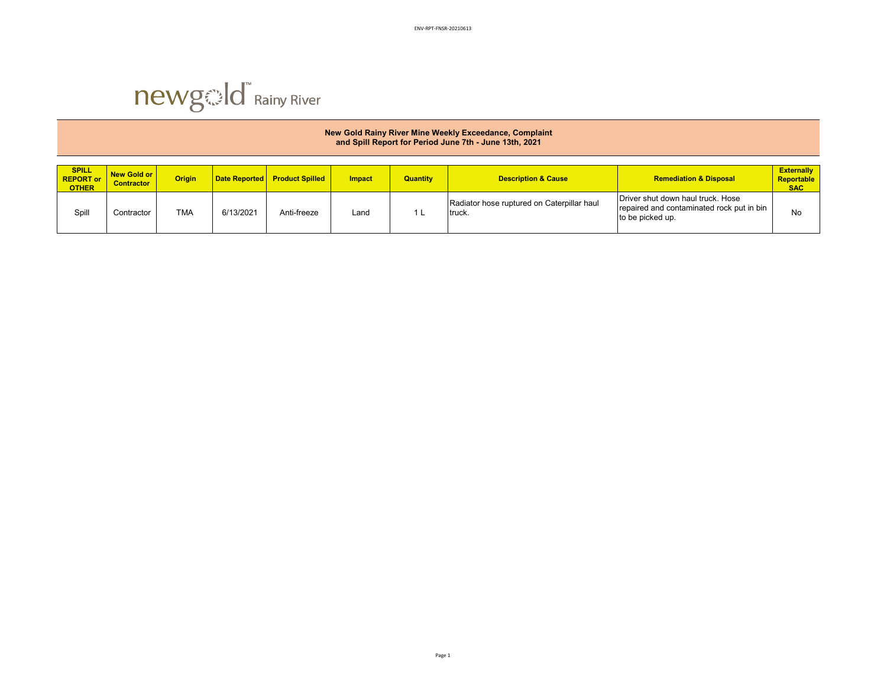ENV-RPT-FNSR-20210613

newgold Rainy River

**New Gold Rainy River Mine Weekly Exceedance, Complaint and Spill Report for Period June 7th - June 13th, 2021**

| SPILL REPORT or OTHER | New Gold or Contractor | Origin | Date Reported | Product Spilled | Impact | Quantity | Description & Cause | Remediation & Disposal | Externally Reportable SAC |
|---|---|---|---|---|---|---|---|---|---|
| Spill | Contractor | TMA | 6/13/2021 | Anti-freeze | Land | 1 L | Radiator hose ruptured on Caterpillar haul truck. | Driver shut down haul truck. Hose repaired and contaminated rock put in bin to be picked up. | No |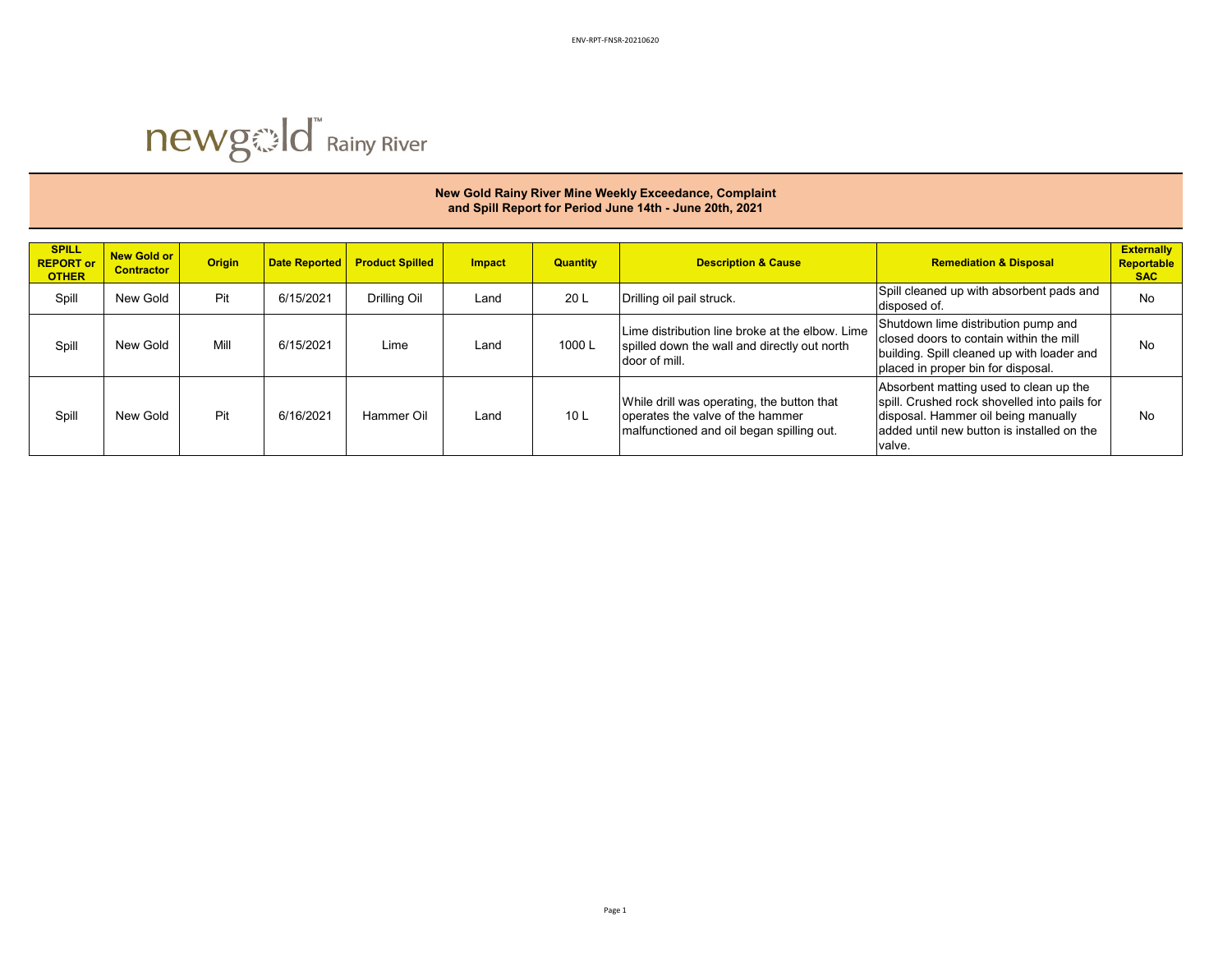ENV-RPT-FNSR-20210620

newgold Rainy River

**New Gold Rainy River Mine Weekly Exceedance, Complaint and Spill Report for Period June 14th - June 20th, 2021**

| SPILL REPORT or OTHER | New Gold or Contractor | Origin | Date Reported | Product Spilled | Impact | Quantity | Description & Cause | Remediation & Disposal | Externally Reportable SAC |
|---|---|---|---|---|---|---|---|---|---|
| Spill | New Gold | Pit | 6/15/2021 | Drilling Oil | Land | 20 L | Drilling oil pail struck. | Spill cleaned up with absorbent pads and disposed of. | No |
| Spill | New Gold | Mill | 6/15/2021 | Lime | Land | 1000 L | Lime distribution line broke at the elbow. Lime spilled down the wall and directly out north door of mill. | Shutdown lime distribution pump and closed doors to contain within the mill building. Spill cleaned up with loader and placed in proper bin for disposal. | No |
| Spill | New Gold | Pit | 6/16/2021 | Hammer Oil | Land | 10 L | While drill was operating, the button that operates the valve of the hammer malfunctioned and oil began spilling out. | Absorbent matting used to clean up the spill. Crushed rock shovelled into pails for disposal. Hammer oil being manually added until new button is installed on the valve. | No |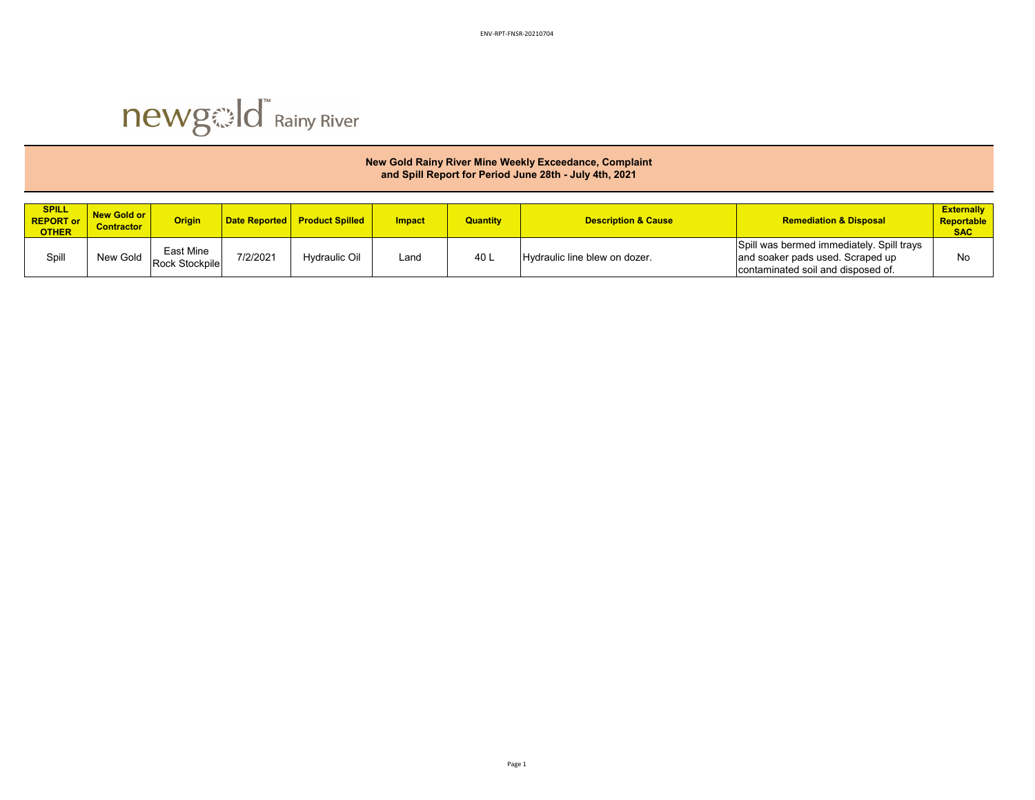newgold Rainy River

**New Gold Rainy River Mine Weekly Exceedance, Complaint and Spill Report for Period June 28th - July 4th, 2021**

| SPILL REPORT or OTHER | New Gold or Contractor | Origin | Date Reported | Product Spilled | Impact | Quantity | Description & Cause | Remediation & Disposal | Externally Reportable SAC |
|---|---|---|---|---|---|---|---|---|---|
| Spill | New Gold | East Mine Rock Stockpile | 7/2/2021 | Hydraulic Oil | Land | 40 L | Hydraulic line blew on dozer. | Spill was bermed immediately. Spill trays and soaker pads used. Scraped up contaminated soil and disposed of. | No |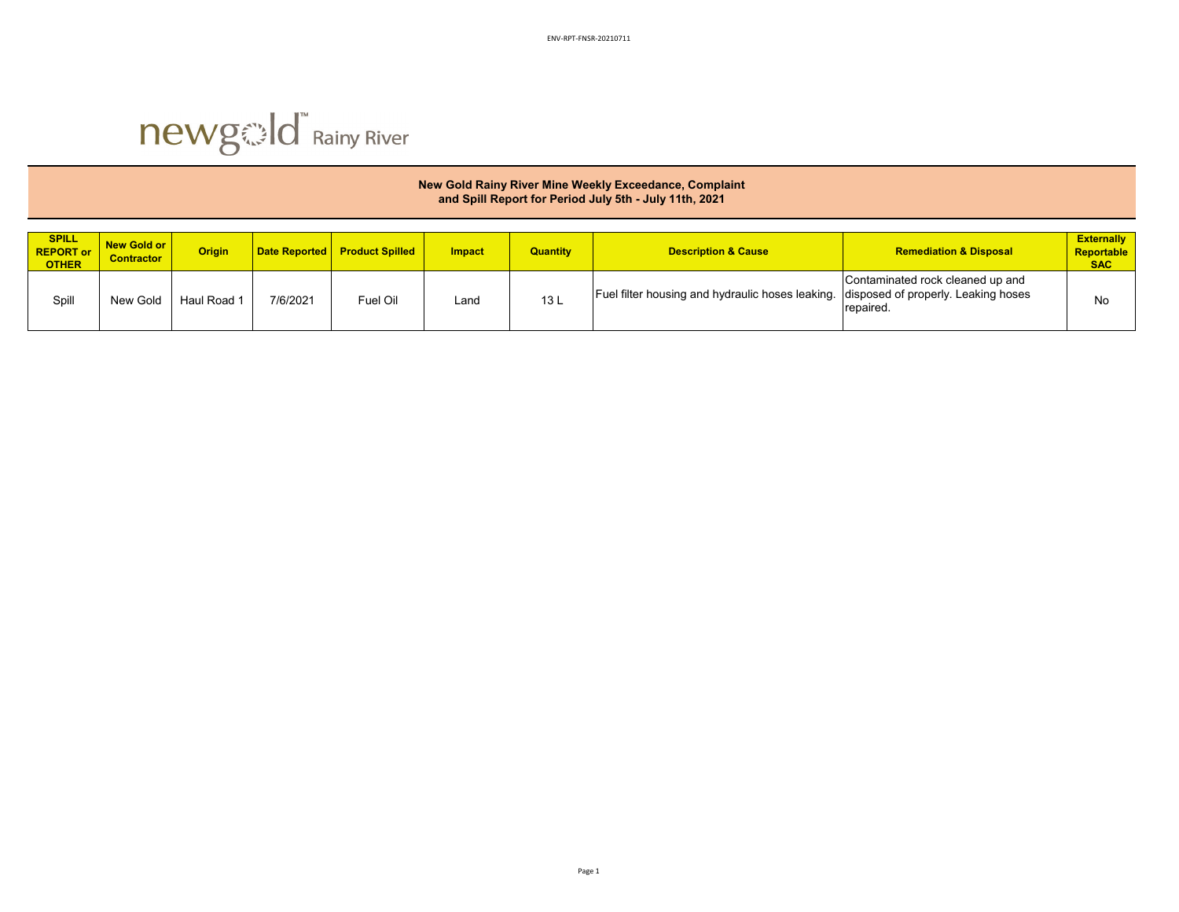newgold Rainy River

**New Gold Rainy River Mine Weekly Exceedance, Complaint and Spill Report for Period July 5th - July 11th, 2021**

| SPILL REPORT or OTHER | New Gold or Contractor | Origin | Date Reported | Product Spilled | Impact | Quantity | Description & Cause | Remediation & Disposal | Externally Reportable SAC |
|---|---|---|---|---|---|---|---|---|---|
| Spill | New Gold | Haul Road 1 | 7/6/2021 | Fuel Oil | Land | 13 L | Fuel filter housing and hydraulic hoses leaking. | Contaminated rock cleaned up and disposed of properly. Leaking hoses repaired. | No |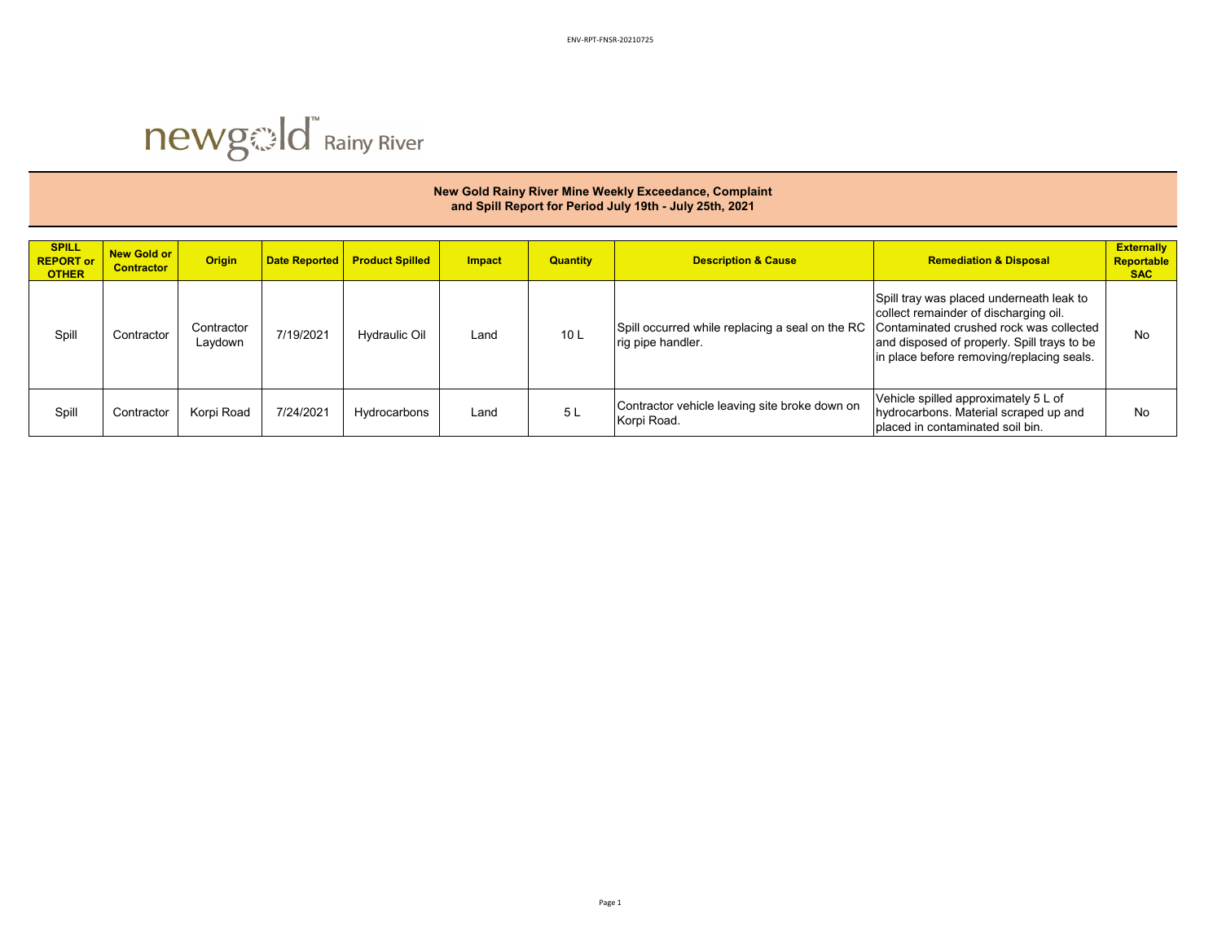newgold Rainy River

**New Gold Rainy River Mine Weekly Exceedance, Complaint and Spill Report for Period July 19th - July 25th, 2021**

| SPILL REPORT or OTHER | New Gold or Contractor | Origin | Date Reported | Product Spilled | Impact | Quantity | Description & Cause | Remediation & Disposal | Externally Reportable SAC |
|---|---|---|---|---|---|---|---|---|---|
| Spill | Contractor | Contractor Laydown | 7/19/2021 | Hydraulic Oil | Land | 10 L | Spill occurred while replacing a seal on the RC rig pipe handler. | Spill tray was placed underneath leak to collect remainder of discharging oil. Contaminated crushed rock was collected and disposed of properly. Spill trays to be in place before removing/replacing seals. | No |
| Spill | Contractor | Korpi Road | 7/24/2021 | Hydrocarbons | Land | 5 L | Contractor vehicle leaving site broke down on Korpi Road. | Vehicle spilled approximately 5 L of hydrocarbons. Material scraped up and placed in contaminated soil bin. | No |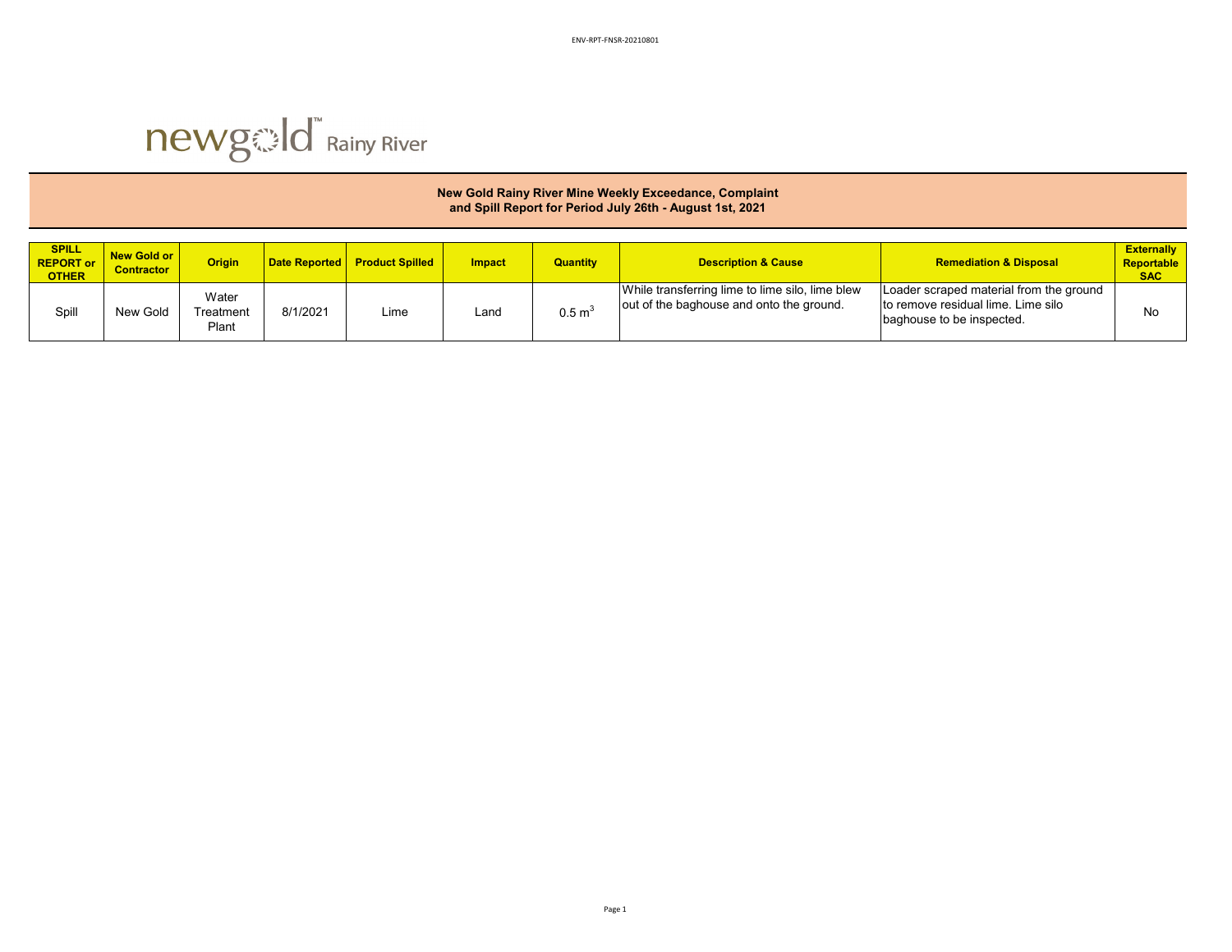newgold Rainy River

**New Gold Rainy River Mine Weekly Exceedance, Complaint and Spill Report for Period July 26th - August 1st, 2021**

| SPILL REPORT or OTHER | New Gold or Contractor | Origin | Date Reported | Product Spilled | Impact | Quantity | Description & Cause | Remediation & Disposal | Externally Reportable SAC |
|---|---|---|---|---|---|---|---|---|---|
| Spill | New Gold | Water Treatment Plant | 8/1/2021 | Lime | Land | 0.5 $m^3$ | While transferring lime to lime silo, lime blew out of the baghouse and onto the ground. | Loader scraped material from the ground to remove residual lime. Lime silo baghouse to be inspected. | No |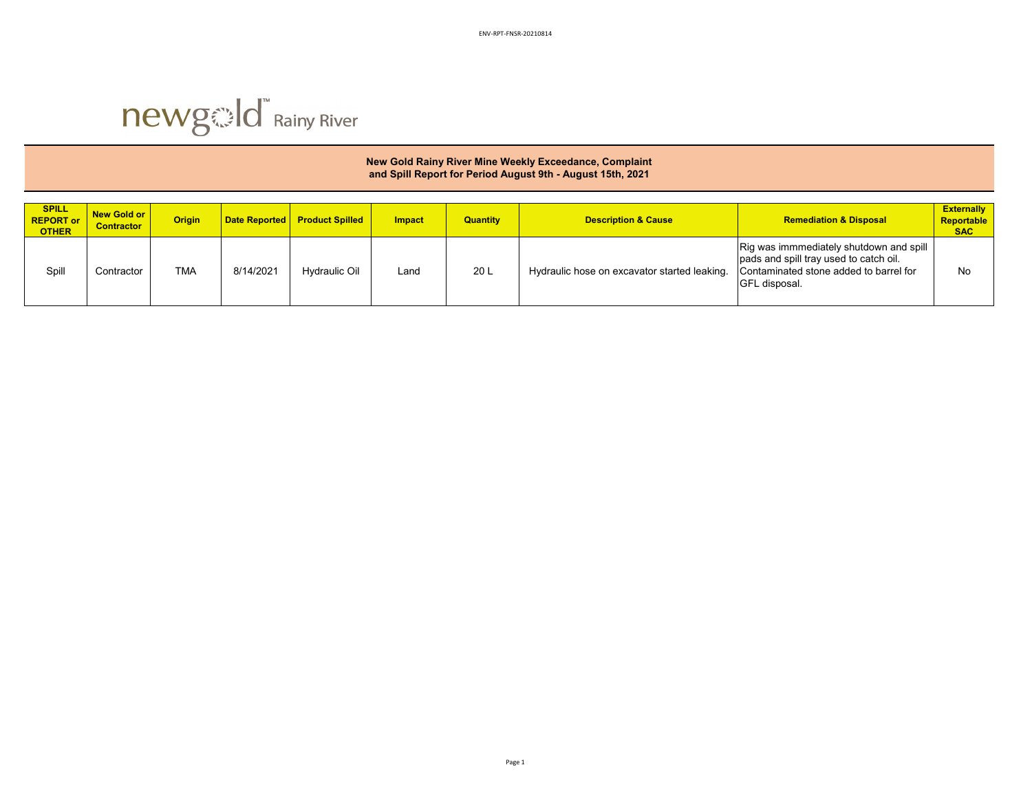newgold Rainy River

**New Gold Rainy River Mine Weekly Exceedance, Complaint and Spill Report for Period August 9th - August 15th, 2021**

| SPILL REPORT or OTHER | New Gold or Contractor | Origin | Date Reported | Product Spilled | Impact | Quantity | Description & Cause | Remediation & Disposal | Externally Reportable SAC |
|---|---|---|---|---|---|---|---|---|---|
| Spill | Contractor | TMA | 8/14/2021 | Hydraulic Oil | Land | 20 L | Hydraulic hose on excavator started leaking. | Rig was immmediately shutdown and spill pads and spill tray used to catch oil. Contaminated stone added to barrel for GFL disposal. | No |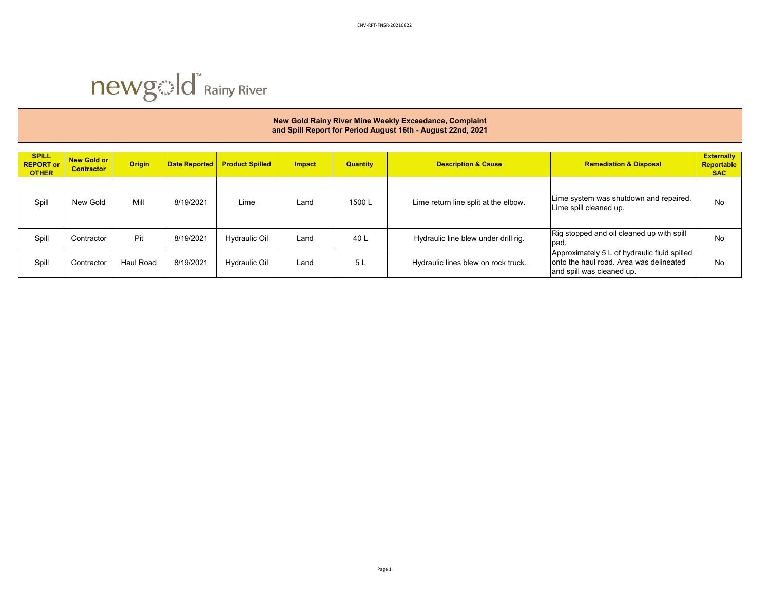ENV-RPT-FNSR-20210822

newgold Rainy River

## New Gold Rainy River Mine Weekly Exceedance, Complaint and Spill Report for Period August 16th - August 22nd, 2021

| SPILL REPORT or OTHER | New Gold or Contractor | Origin | Date Reported | Product Spilled | Impact | Quantity | Description & Cause | Remediation & Disposal | Externally Reportable SAC |
|---|---|---|---|---|---|---|---|---|---|
| Spill | New Gold | Mill | 8/19/2021 | Lime | Land | 1500 L | Lime return line split at the elbow. | Lime system was shutdown and repaired. Lime spill cleaned up. | No |
| Spill | Contractor | Pit | 8/19/2021 | Hydraulic Oil | Land | 40 L | Hydraulic line blew under drill rig. | Rig stopped and oil cleaned up with spill pad. | No |
| Spill | Contractor | Haul Road | 8/19/2021 | Hydraulic Oil | Land | 5 L | Hydraulic lines blew on rock truck. | Approximately 5 L of hydraulic fluid spilled onto the haul road. Area was delineated and spill was cleaned up. | No |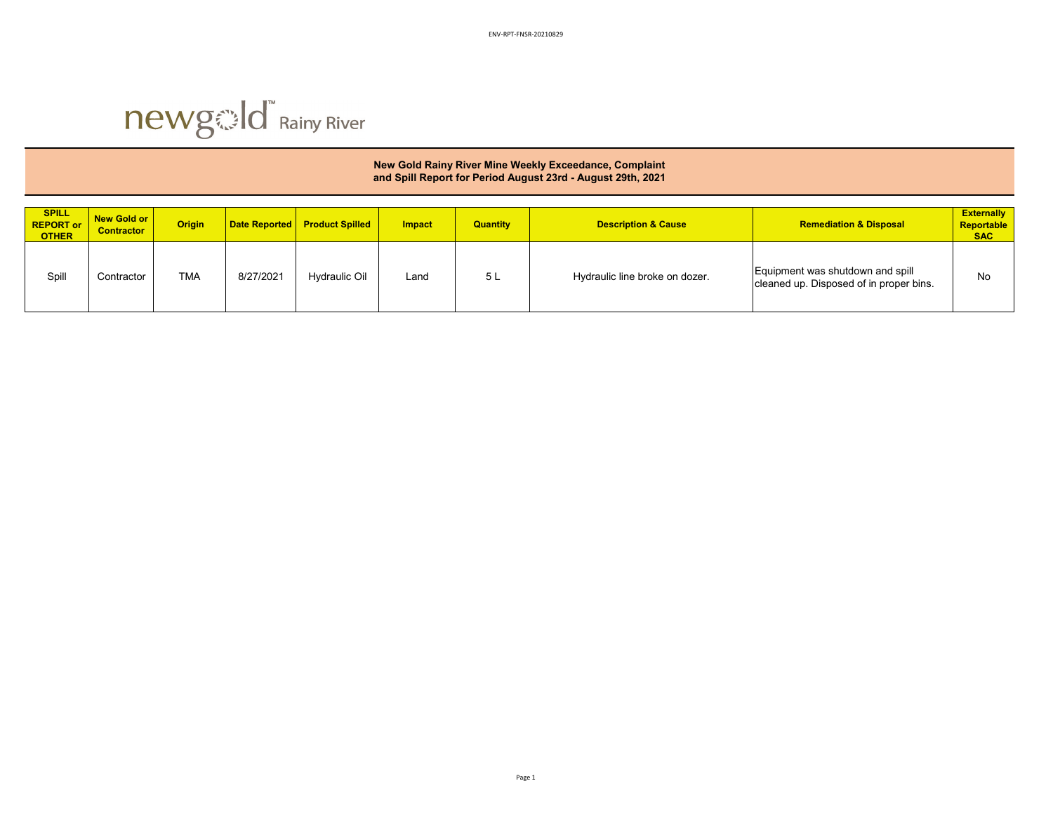newgold Rainy River

## New Gold Rainy River Mine Weekly Exceedance, Complaint and Spill Report for Period August 23rd - August 29th, 2021

| SPILL REPORT or OTHER | New Gold or Contractor | Origin | Date Reported | Product Spilled | Impact | Quantity | Description & Cause | Remediation & Disposal | Externally Reportable SAC |
|---|---|---|---|---|---|---|---|---|---|
| Spill | Contractor | TMA | 8/27/2021 | Hydraulic Oil | Land | 5 L | Hydraulic line broke on dozer. | Equipment was shutdown and spill cleaned up. Disposed of in proper bins. | No |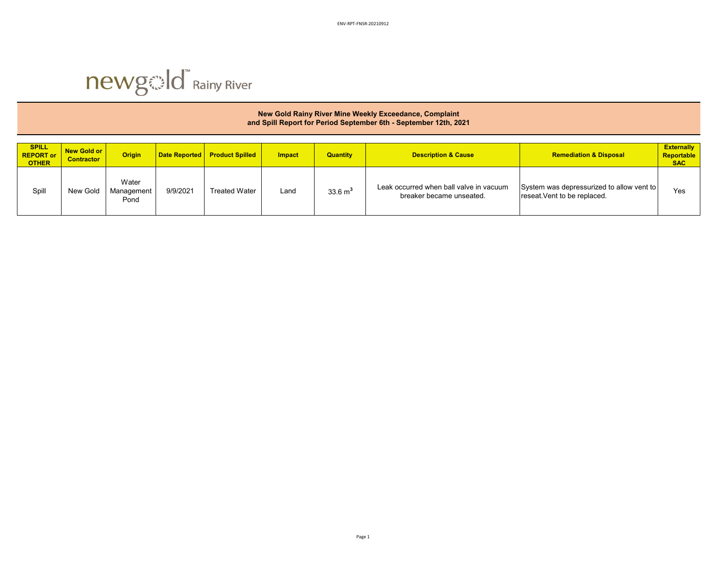newgold Rainy River

**New Gold Rainy River Mine Weekly Exceedance, Complaint and Spill Report for Period September 6th - September 12th, 2021**

| SPILL REPORT or OTHER | New Gold or Contractor | Origin | Date Reported | Product Spilled | Impact | Quantity | Description & Cause | Remediation & Disposal | Externally Reportable SAC |
|---|---|---|---|---|---|---|---|---|---|
| Spill | New Gold | Water Management Pond | 9/9/2021 | Treated Water | Land | 33.6 $m^3$ | Leak occurred when ball valve in vacuum breaker became unseated. | System was depressurized to allow vent to reseat.Vent to be replaced. | Yes |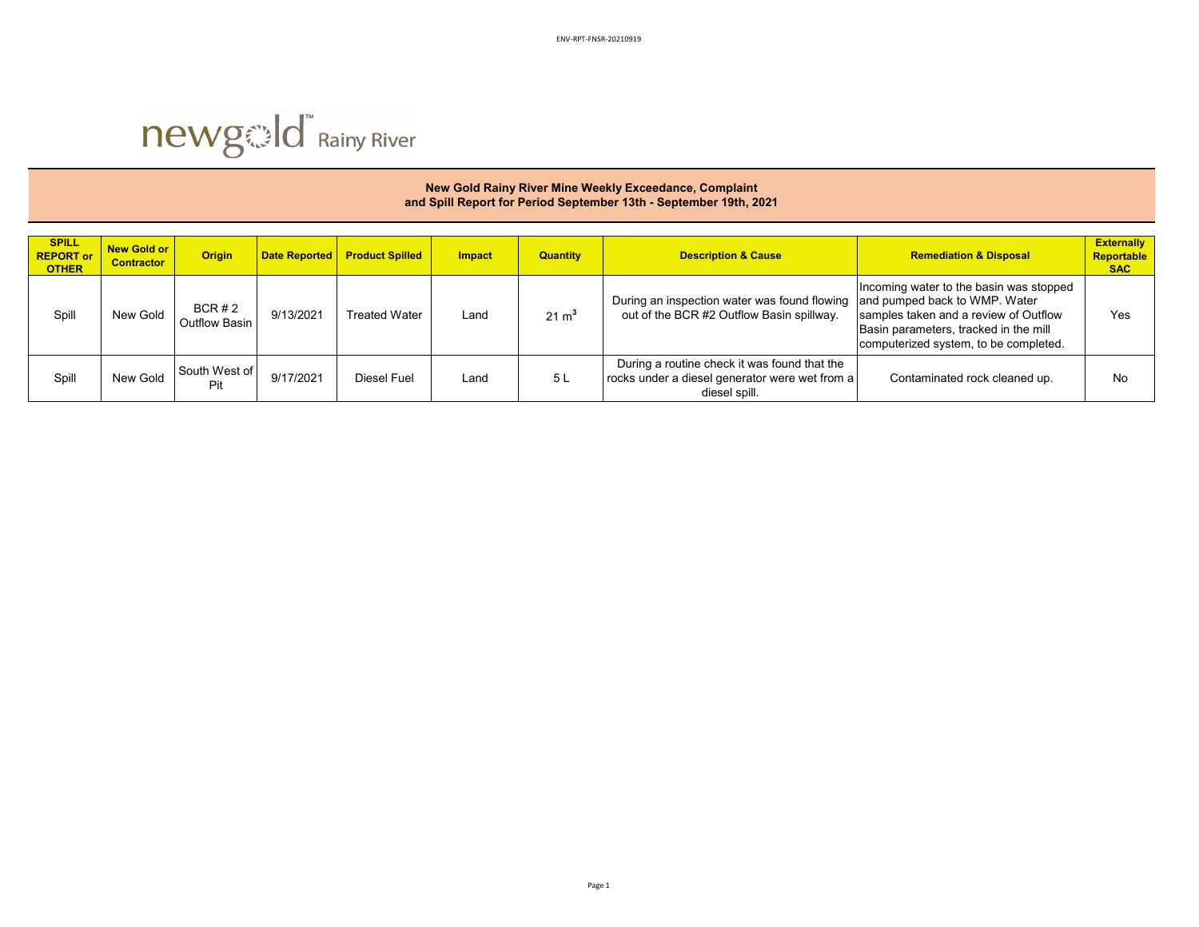newgold Rainy River

**New Gold Rainy River Mine Weekly Exceedance, Complaint and Spill Report for Period September 13th - September 19th, 2021**

| SPILL REPORT or OTHER | New Gold or Contractor | Origin | Date Reported | Product Spilled | Impact | Quantity | Description & Cause | Remediation & Disposal | Externally Reportable SAC |
|---|---|---|---|---|---|---|---|---|---|
| Spill | New Gold | BCR # 2 Outflow Basin | 9/13/2021 | Treated Water | Land | 21 $m^3$ | During an inspection water was found flowing out of the BCR #2 Outflow Basin spillway. | Incoming water to the basin was stopped and pumped back to WMP. Water samples taken and a review of Outflow Basin parameters, tracked in the mill computerized system, to be completed. | Yes |
| Spill | New Gold | South West of Pit | 9/17/2021 | Diesel Fuel | Land | 5 L | During a routine check it was found that the rocks under a diesel generator were wet from a diesel spill. | Contaminated rock cleaned up. | No |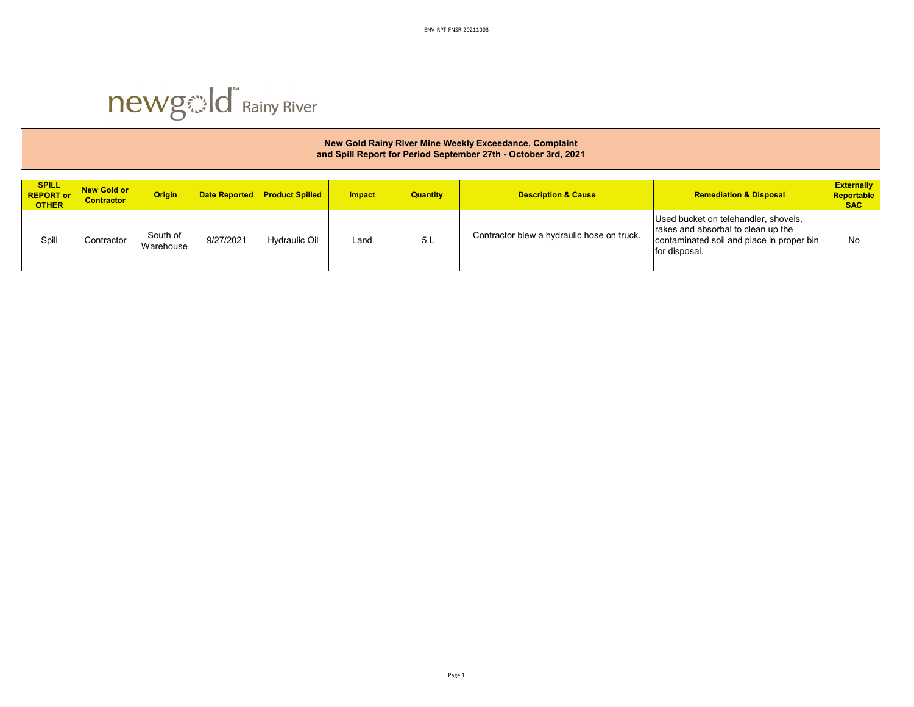ENV-RPT-FNSR-20211003

newgold Rainy River

## New Gold Rainy River Mine Weekly Exceedance, Complaint and Spill Report for Period September 27th - October 3rd, 2021

| SPILL REPORT or OTHER | New Gold or Contractor | Origin | Date Reported | Product Spilled | Impact | Quantity | Description & Cause | Remediation & Disposal | Externally Reportable SAC |
|---|---|---|---|---|---|---|---|---|---|
| Spill | Contractor | South of Warehouse | 9/27/2021 | Hydraulic Oil | Land | 5 L | Contractor blew a hydraulic hose on truck. | Used bucket on telehandler, shovels, rakes and absorbal to clean up the contaminated soil and place in proper bin for disposal. | No |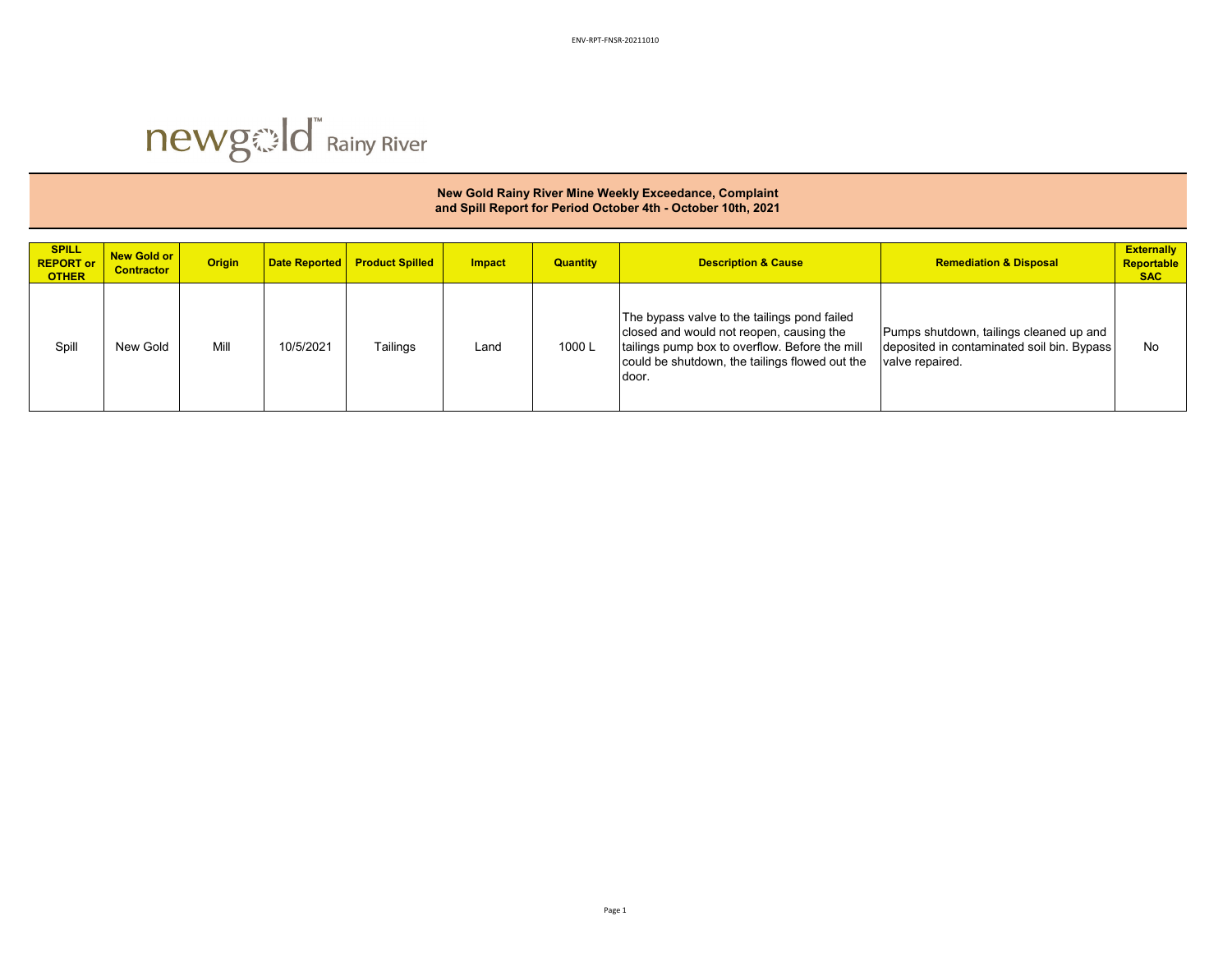newgold Rainy River

## New Gold Rainy River Mine Weekly Exceedance, Complaint and Spill Report for Period October 4th - October 10th, 2021

| SPILL REPORT or OTHER | New Gold or Contractor | Origin | Date Reported | Product Spilled | Impact | Quantity | Description & Cause | Remediation & Disposal | Externally Reportable SAC |
|---|---|---|---|---|---|---|---|---|---|
| Spill | New Gold | Mill | 10/5/2021 | Tailings | Land | 1000 L | The bypass valve to the tailings pond failed closed and would not reopen, causing the tailings pump box to overflow. Before the mill could be shutdown, the tailings flowed out the door. | Pumps shutdown, tailings cleaned up and deposited in contaminated soil bin. Bypass valve repaired. | No |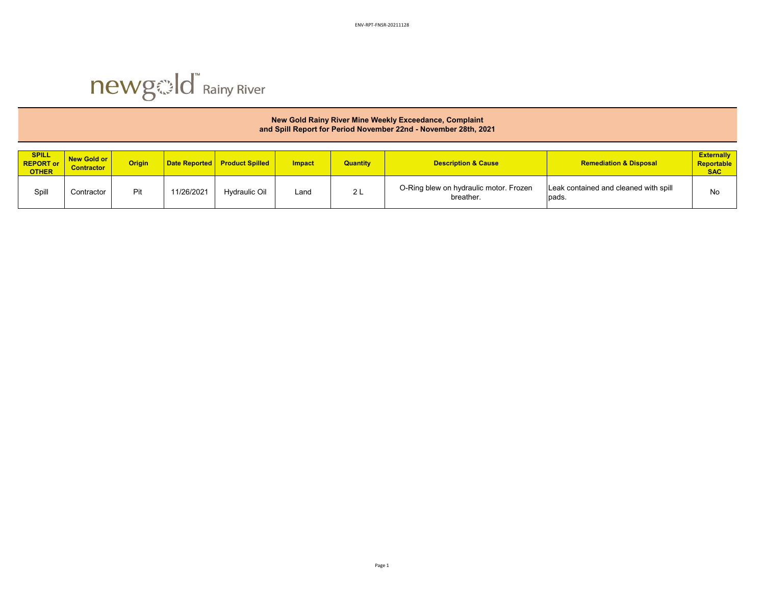newgold Rainy River

## New Gold Rainy River Mine Weekly Exceedance, Complaint and Spill Report for Period November 22nd - November 28th, 2021

| SPILL REPORT or OTHER | New Gold or Contractor | Origin | Date Reported | Product Spilled | Impact | Quantity | Description & Cause | Remediation & Disposal | Externally Reportable SAC |
|---|---|---|---|---|---|---|---|---|---|
| Spill | Contractor | Pit | 11/26/2021 | Hydraulic Oil | Land | 2 L | O-Ring blew on hydraulic motor. Frozen breather. | Leak contained and cleaned with spill pads. | No |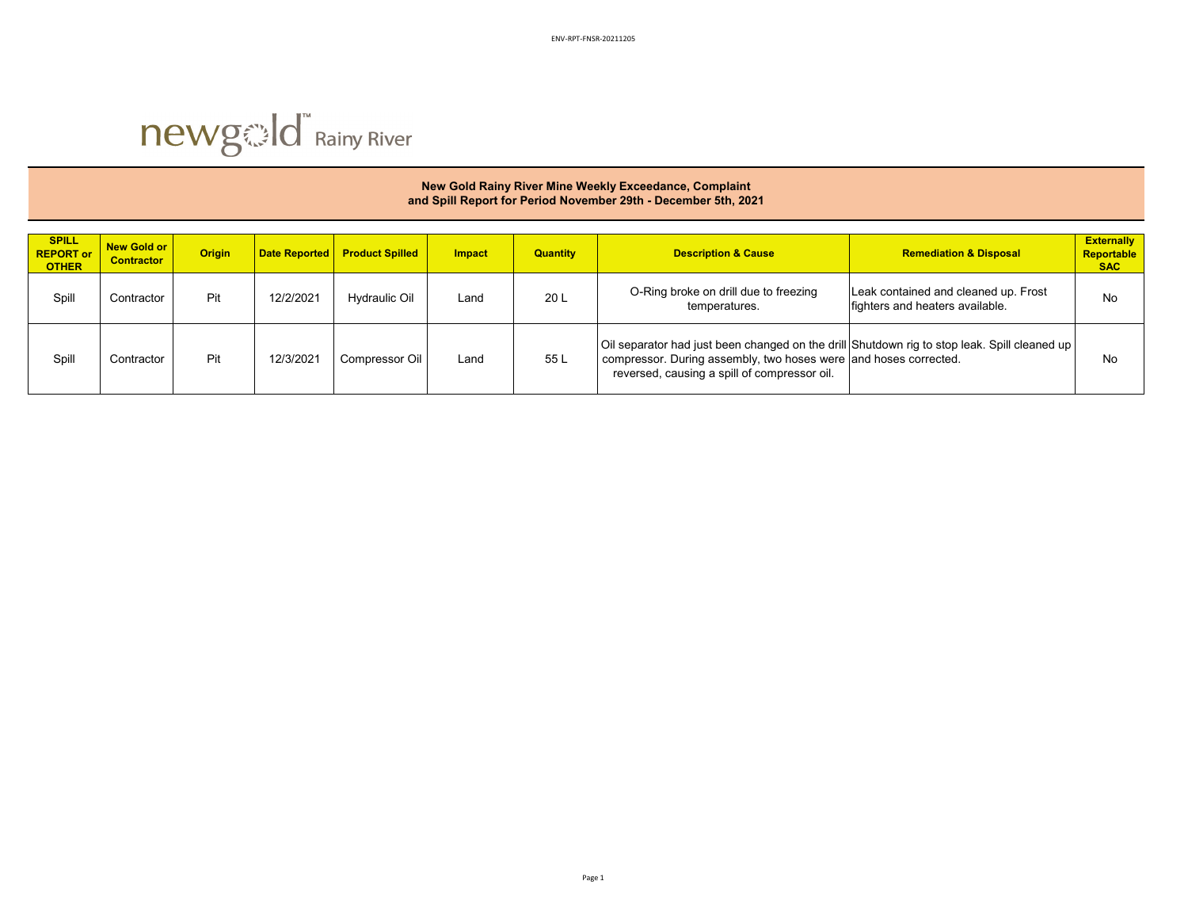newgold Rainy River

## New Gold Rainy River Mine Weekly Exceedance, Complaint and Spill Report for Period November 29th - December 5th, 2021

| SPILL REPORT or OTHER | New Gold or Contractor | Origin | Date Reported | Product Spilled | Impact | Quantity | Description & Cause | Remediation & Disposal | Externally Reportable SAC |
|---|---|---|---|---|---|---|---|---|---|
| Spill | Contractor | Pit | 12/2/2021 | Hydraulic Oil | Land | 20 L | O-Ring broke on drill due to freezing temperatures. | Leak contained and cleaned up. Frost fighters and heaters available. | No |
| Spill | Contractor | Pit | 12/3/2021 | Compressor Oil | Land | 55 L | Oil separator had just been changed on the drill compressor. During assembly, two hoses were reversed, causing a spill of compressor oil. | Shutdown rig to stop leak. Spill cleaned up and hoses corrected. | No |